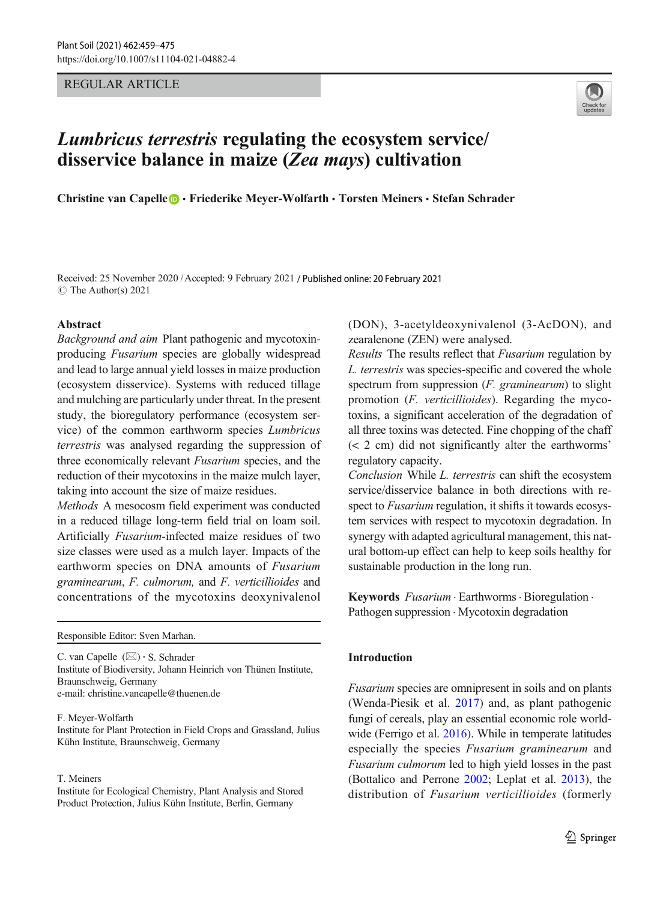REGULAR ARTICLE

# *Lumbricus terrestris* regulating the ecosystem service/disservice balance in maize (*Zea mays*) cultivation

**Christine van Capelle · Friederike Meyer-Wolfarth · Torsten Meiners · Stefan Schrader**

Received: 25 November 2020 / Accepted: 9 February 2021 / Published online: 20 February 2021
© The Author(s) 2021

## Abstract

*Background and aim* Plant pathogenic and mycotoxin-producing *Fusarium* species are globally widespread and lead to large annual yield losses in maize production (ecosystem disservice). Systems with reduced tillage and mulching are particularly under threat. In the present study, the bioregulatory performance (ecosystem service) of the common earthworm species *Lumbricus terrestris* was analysed regarding the suppression of three economically relevant *Fusarium* species, and the reduction of their mycotoxins in the maize mulch layer, taking into account the size of maize residues.

*Methods* A mesocosm field experiment was conducted in a reduced tillage long-term field trial on loam soil. Artificially *Fusarium*-infected maize residues of two size classes were used as a mulch layer. Impacts of the earthworm species on DNA amounts of *Fusarium graminearum*, *F. culmorum,* and *F. verticillioides* and concentrations of the mycotoxins deoxynivalenol (DON), 3-acetyldeoxynivalenol (3-AcDON), and zearalenone (ZEN) were analysed.

*Results* The results reflect that *Fusarium* regulation by *L. terrestris* was species-specific and covered the whole spectrum from suppression (*F. graminearum*) to slight promotion (*F. verticillioides*). Regarding the mycotoxins, a significant acceleration of the degradation of all three toxins was detected. Fine chopping of the chaff (< 2 cm) did not significantly alter the earthworms' regulatory capacity.

*Conclusion* While *L. terrestris* can shift the ecosystem service/disservice balance in both directions with respect to *Fusarium* regulation, it shifts it towards ecosystem services with respect to mycotoxin degradation. In synergy with adapted agricultural management, this natural bottom-up effect can help to keep soils healthy for sustainable production in the long run.

**Keywords** *Fusarium* · Earthworms · Bioregulation · Pathogen suppression · Mycotoxin degradation

Responsible Editor: Sven Marhan.

C. van Capelle (✉) · S. Schrader
Institute of Biodiversity, Johann Heinrich von Thünen Institute, Braunschweig, Germany
e-mail: christine.vancapelle@thuenen.de

F. Meyer-Wolfarth
Institute for Plant Protection in Field Crops and Grassland, Julius Kühn Institute, Braunschweig, Germany

T. Meiners
Institute for Ecological Chemistry, Plant Analysis and Stored Product Protection, Julius Kühn Institute, Berlin, Germany

## Introduction

*Fusarium* species are omnipresent in soils and on plants (Wenda-Piesik et al. 2017) and, as plant pathogenic fungi of cereals, play an essential economic role worldwide (Ferrigo et al. 2016). While in temperate latitudes especially the species *Fusarium graminearum* and *Fusarium culmorum* led to high yield losses in the past (Bottalico and Perrone 2002; Leplat et al. 2013), the distribution of *Fusarium verticillioides* (formerly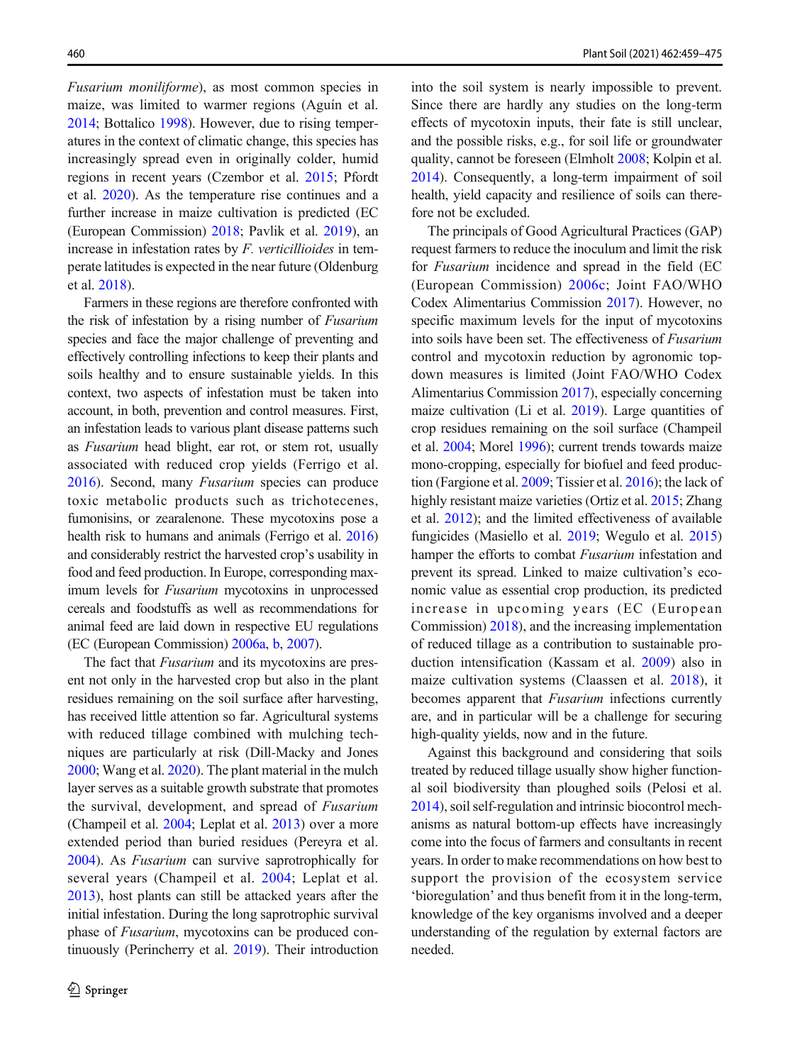*Fusarium moniliforme*), as most common species in maize, was limited to warmer regions (Aguín et al. 2014; Bottalico 1998). However, due to rising temperatures in the context of climatic change, this species has increasingly spread even in originally colder, humid regions in recent years (Czembor et al. 2015; Pfordt et al. 2020). As the temperature rise continues and a further increase in maize cultivation is predicted (EC (European Commission) 2018; Pavlik et al. 2019), an increase in infestation rates by *F. verticillioides* in temperate latitudes is expected in the near future (Oldenburg et al. 2018).

Farmers in these regions are therefore confronted with the risk of infestation by a rising number of *Fusarium* species and face the major challenge of preventing and effectively controlling infections to keep their plants and soils healthy and to ensure sustainable yields. In this context, two aspects of infestation must be taken into account, in both, prevention and control measures. First, an infestation leads to various plant disease patterns such as *Fusarium* head blight, ear rot, or stem rot, usually associated with reduced crop yields (Ferrigo et al. 2016). Second, many *Fusarium* species can produce toxic metabolic products such as trichotecenes, fumonisins, or zearalenone. These mycotoxins pose a health risk to humans and animals (Ferrigo et al. 2016) and considerably restrict the harvested crop's usability in food and feed production. In Europe, corresponding maximum levels for *Fusarium* mycotoxins in unprocessed cereals and foodstuffs as well as recommendations for animal feed are laid down in respective EU regulations (EC (European Commission) 2006a, b, 2007).

The fact that *Fusarium* and its mycotoxins are present not only in the harvested crop but also in the plant residues remaining on the soil surface after harvesting, has received little attention so far. Agricultural systems with reduced tillage combined with mulching techniques are particularly at risk (Dill-Macky and Jones 2000; Wang et al. 2020). The plant material in the mulch layer serves as a suitable growth substrate that promotes the survival, development, and spread of *Fusarium* (Champeil et al. 2004; Leplat et al. 2013) over a more extended period than buried residues (Pereyra et al. 2004). As *Fusarium* can survive saprotrophically for several years (Champeil et al. 2004; Leplat et al. 2013), host plants can still be attacked years after the initial infestation. During the long saprotrophic survival phase of *Fusarium*, mycotoxins can be produced continuously (Perincherry et al. 2019). Their introduction into the soil system is nearly impossible to prevent. Since there are hardly any studies on the long-term effects of mycotoxin inputs, their fate is still unclear, and the possible risks, e.g., for soil life or groundwater quality, cannot be foreseen (Elmholt 2008; Kolpin et al. 2014). Consequently, a long-term impairment of soil health, yield capacity and resilience of soils can therefore not be excluded.

The principals of Good Agricultural Practices (GAP) request farmers to reduce the inoculum and limit the risk for *Fusarium* incidence and spread in the field (EC (European Commission) 2006c; Joint FAO/WHO Codex Alimentarius Commission 2017). However, no specific maximum levels for the input of mycotoxins into soils have been set. The effectiveness of *Fusarium* control and mycotoxin reduction by agronomic top-down measures is limited (Joint FAO/WHO Codex Alimentarius Commission 2017), especially concerning maize cultivation (Li et al. 2019). Large quantities of crop residues remaining on the soil surface (Champeil et al. 2004; Morel 1996); current trends towards maize mono-cropping, especially for biofuel and feed production (Fargione et al. 2009; Tissier et al. 2016); the lack of highly resistant maize varieties (Ortiz et al. 2015; Zhang et al. 2012); and the limited effectiveness of available fungicides (Masiello et al. 2019; Wegulo et al. 2015) hamper the efforts to combat *Fusarium* infestation and prevent its spread. Linked to maize cultivation's economic value as essential crop production, its predicted increase in upcoming years (EC (European Commission) 2018), and the increasing implementation of reduced tillage as a contribution to sustainable production intensification (Kassam et al. 2009) also in maize cultivation systems (Claassen et al. 2018), it becomes apparent that *Fusarium* infections currently are, and in particular will be a challenge for securing high-quality yields, now and in the future.

Against this background and considering that soils treated by reduced tillage usually show higher functional soil biodiversity than ploughed soils (Pelosi et al. 2014), soil self-regulation and intrinsic biocontrol mechanisms as natural bottom-up effects have increasingly come into the focus of farmers and consultants in recent years. In order to make recommendations on how best to support the provision of the ecosystem service 'bioregulation' and thus benefit from it in the long-term, knowledge of the key organisms involved and a deeper understanding of the regulation by external factors are needed.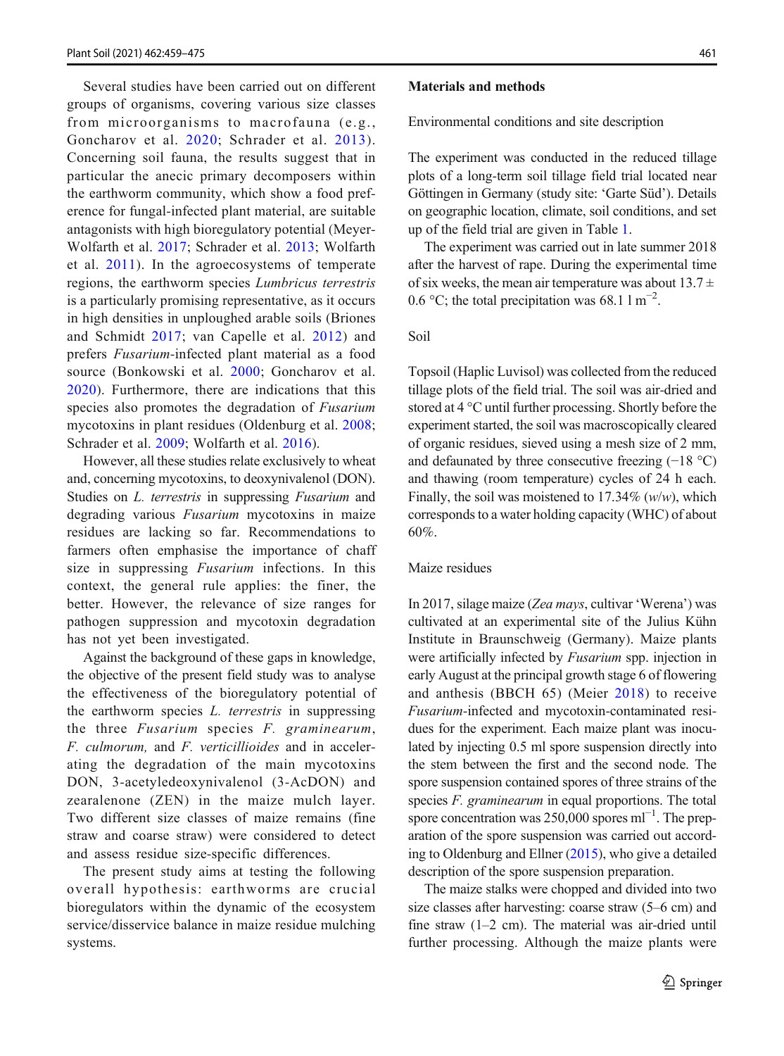Several studies have been carried out on different groups of organisms, covering various size classes from microorganisms to macrofauna (e.g., Goncharov et al. 2020; Schrader et al. 2013). Concerning soil fauna, the results suggest that in particular the anecic primary decomposers within the earthworm community, which show a food preference for fungal-infected plant material, are suitable antagonists with high bioregulatory potential (Meyer-Wolfarth et al. 2017; Schrader et al. 2013; Wolfarth et al. 2011). In the agroecosystems of temperate regions, the earthworm species *Lumbricus terrestris* is a particularly promising representative, as it occurs in high densities in unploughed arable soils (Briones and Schmidt 2017; van Capelle et al. 2012) and prefers *Fusarium*-infected plant material as a food source (Bonkowski et al. 2000; Goncharov et al. 2020). Furthermore, there are indications that this species also promotes the degradation of *Fusarium* mycotoxins in plant residues (Oldenburg et al. 2008; Schrader et al. 2009; Wolfarth et al. 2016).

However, all these studies relate exclusively to wheat and, concerning mycotoxins, to deoxynivalenol (DON). Studies on *L. terrestris* in suppressing *Fusarium* and degrading various *Fusarium* mycotoxins in maize residues are lacking so far. Recommendations to farmers often emphasise the importance of chaff size in suppressing *Fusarium* infections. In this context, the general rule applies: the finer, the better. However, the relevance of size ranges for pathogen suppression and mycotoxin degradation has not yet been investigated.

Against the background of these gaps in knowledge, the objective of the present field study was to analyse the effectiveness of the bioregulatory potential of the earthworm species *L. terrestris* in suppressing the three *Fusarium* species *F. graminearum*, *F. culmorum,* and *F. verticillioides* and in accelerating the degradation of the main mycotoxins DON, 3-acetyledeoxynivalenol (3-AcDON) and zearalenone (ZEN) in the maize mulch layer. Two different size classes of maize remains (fine straw and coarse straw) were considered to detect and assess residue size-specific differences.

The present study aims at testing the following overall hypothesis: earthworms are crucial bioregulators within the dynamic of the ecosystem service/disservice balance in maize residue mulching systems.

## Materials and methods

### Environmental conditions and site description

The experiment was conducted in the reduced tillage plots of a long-term soil tillage field trial located near Göttingen in Germany (study site: 'Garte Süd'). Details on geographic location, climate, soil conditions, and set up of the field trial are given in Table 1.

The experiment was carried out in late summer 2018 after the harvest of rape. During the experimental time of six weeks, the mean air temperature was about 13.7 ± 0.6 °C; the total precipitation was 68.1 l $m^{-2}$.

### Soil

Topsoil (Haplic Luvisol) was collected from the reduced tillage plots of the field trial. The soil was air-dried and stored at 4 °C until further processing. Shortly before the experiment started, the soil was macroscopically cleared of organic residues, sieved using a mesh size of 2 mm, and defaunated by three consecutive freezing (−18 °C) and thawing (room temperature) cycles of 24 h each. Finally, the soil was moistened to 17.34% (*w*/*w*), which corresponds to a water holding capacity (WHC) of about 60%.

### Maize residues

In 2017, silage maize (*Zea mays*, cultivar 'Werena') was cultivated at an experimental site of the Julius Kühn Institute in Braunschweig (Germany). Maize plants were artificially infected by *Fusarium* spp. injection in early August at the principal growth stage 6 of flowering and anthesis (BBCH 65) (Meier 2018) to receive *Fusarium*-infected and mycotoxin-contaminated residues for the experiment. Each maize plant was inoculated by injecting 0.5 ml spore suspension directly into the stem between the first and the second node. The spore suspension contained spores of three strains of the species *F. graminearum* in equal proportions. The total spore concentration was 250,000 spores $ml^{-1}$. The preparation of the spore suspension was carried out according to Oldenburg and Ellner (2015), who give a detailed description of the spore suspension preparation.

The maize stalks were chopped and divided into two size classes after harvesting: coarse straw (5–6 cm) and fine straw (1–2 cm). The material was air-dried until further processing. Although the maize plants were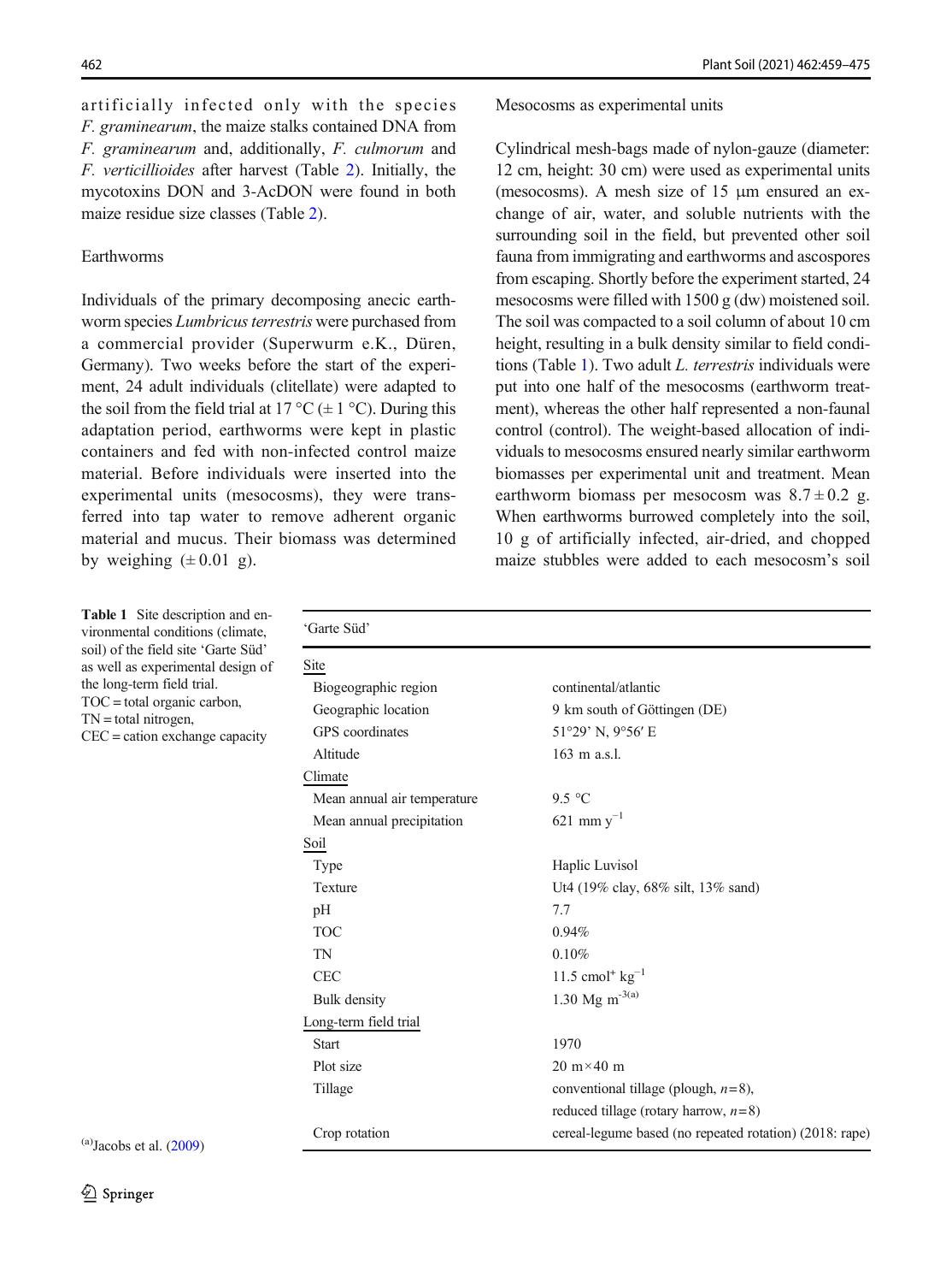artificially infected only with the species *F. graminearum*, the maize stalks contained DNA from *F. graminearum* and, additionally, *F. culmorum* and *F. verticillioides* after harvest (Table 2). Initially, the mycotoxins DON and 3-AcDON were found in both maize residue size classes (Table 2).

### Earthworms

Individuals of the primary decomposing anecic earthworm species *Lumbricus terrestris* were purchased from a commercial provider (Superwurm e.K., Düren, Germany). Two weeks before the start of the experiment, 24 adult individuals (clitellate) were adapted to the soil from the field trial at 17 °C (± 1 °C). During this adaptation period, earthworms were kept in plastic containers and fed with non-infected control maize material. Before individuals were inserted into the experimental units (mesocosms), they were transferred into tap water to remove adherent organic material and mucus. Their biomass was determined by weighing (± 0.01 g).

### Mesocosms as experimental units

Cylindrical mesh-bags made of nylon-gauze (diameter: 12 cm, height: 30 cm) were used as experimental units (mesocosms). A mesh size of 15 μm ensured an exchange of air, water, and soluble nutrients with the surrounding soil in the field, but prevented other soil fauna from immigrating and earthworms and ascospores from escaping. Shortly before the experiment started, 24 mesocosms were filled with 1500 g (dw) moistened soil. The soil was compacted to a soil column of about 10 cm height, resulting in a bulk density similar to field conditions (Table 1). Two adult *L. terrestris* individuals were put into one half of the mesocosms (earthworm treatment), whereas the other half represented a non-faunal control (control). The weight-based allocation of individuals to mesocosms ensured nearly similar earthworm biomasses per experimental unit and treatment. Mean earthworm biomass per mesocosm was $8.7 \pm 0.2$ g. When earthworms burrowed completely into the soil, 10 g of artificially infected, air-dried, and chopped maize stubbles were added to each mesocosm's soil

**Table 1** Site description and environmental conditions (climate, soil) of the field site 'Garte Süd' as well as experimental design of the long-term field trial. TOC = total organic carbon, TN = total nitrogen, CEC = cation exchange capacity

| 'Garte Süd' | |
|---|---|
| Site | |
| Biogeographic region | continental/atlantic |
| Geographic location | 9 km south of Göttingen (DE) |
| GPS coordinates | 51°29' N, 9°56′ E |
| Altitude | 163 m a.s.l. |
| Climate | |
| Mean annual air temperature | 9.5 °C |
| Mean annual precipitation | 621 mm $y^{-1}$ |
| Soil | |
| Type | Haplic Luvisol |
| Texture | Ut4 (19% clay, 68% silt, 13% sand) |
| pH | 7.7 |
| TOC | 0.94% |
| TN | 0.10% |
| CEC | 11.5 cmol$^{+}$ kg$^{-1}$ |
| Bulk density | 1.30 Mg m$^{-3}$[(a)] |
| Long-term field trial | |
| Start | 1970 |
| Plot size | 20 m × 40 m |
| Tillage | conventional tillage (plough, $n = 8$), reduced tillage (rotary harrow, $n = 8$) |
| Crop rotation | cereal-legume based (no repeated rotation) (2018: rape) |

[(a)] Jacobs et al. (2009)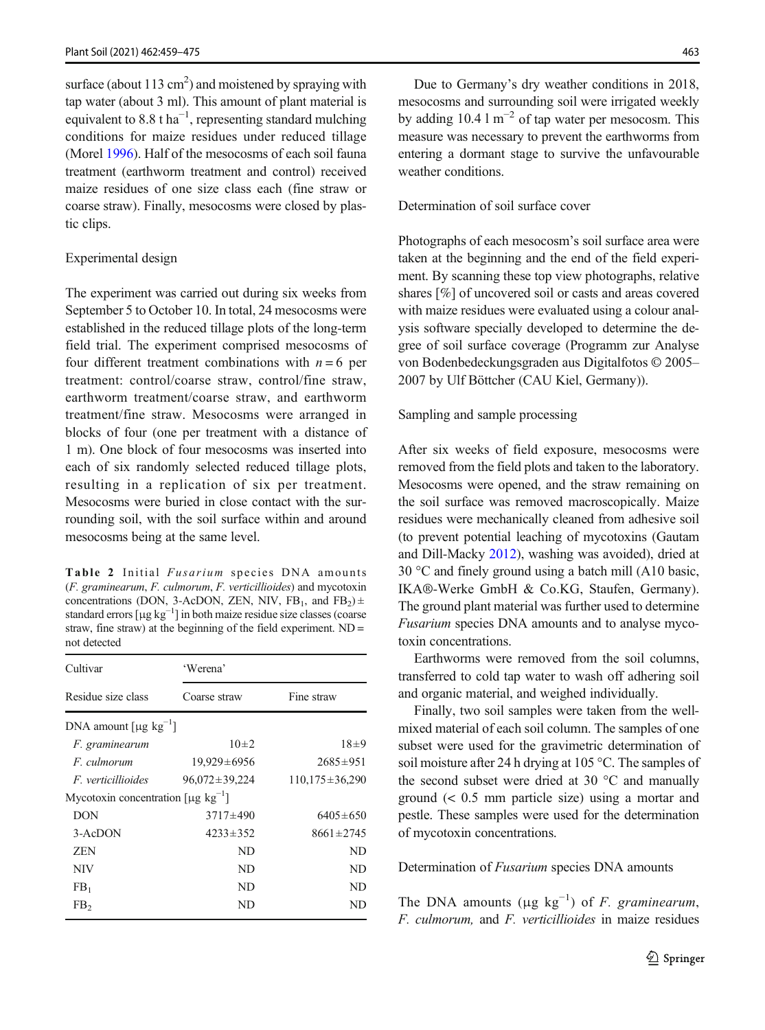surface (about 113 $cm^2$) and moistened by spraying with tap water (about 3 ml). This amount of plant material is equivalent to 8.8 t $ha^{-1}$, representing standard mulching conditions for maize residues under reduced tillage (Morel 1996). Half of the mesocosms of each soil fauna treatment (earthworm treatment and control) received maize residues of one size class each (fine straw or coarse straw). Finally, mesocosms were closed by plastic clips.

### Experimental design

The experiment was carried out during six weeks from September 5 to October 10. In total, 24 mesocosms were established in the reduced tillage plots of the long-term field trial. The experiment comprised mesocosms of four different treatment combinations with $n = 6$ per treatment: control/coarse straw, control/fine straw, earthworm treatment/coarse straw, and earthworm treatment/fine straw. Mesocosms were arranged in blocks of four (one per treatment with a distance of 1 m). One block of four mesocosms was inserted into each of six randomly selected reduced tillage plots, resulting in a replication of six per treatment. Mesocosms were buried in close contact with the surrounding soil, with the soil surface within and around mesocosms being at the same level.

**Table 2** Initial *Fusarium* species DNA amounts (*F. graminearum*, *F. culmorum*, *F. verticillioides*) and mycotoxin concentrations (DON, 3-AcDON, ZEN, NIV, $FB_1$, and $FB_2$) ± standard errors [μg $kg^{-1}$] in both maize residue size classes (coarse straw, fine straw) at the beginning of the field experiment. ND = not detected

| Cultivar | 'Werena' | |
|---|---|---|
| Residue size class | Coarse straw | Fine straw |
| DNA amount [μg $kg^{-1}$] | | |
| *F. graminearum* | 10±2 | 18±9 |
| *F. culmorum* | 19,929±6956 | 2685±951 |
| *F. verticillioides* | 96,072±39,224 | 110,175±36,290 |
| Mycotoxin concentration [μg $kg^{-1}$] | | |
| DON | 3717±490 | 6405±650 |
| 3-AcDON | 4233±352 | 8661±2745 |
| ZEN | ND | ND |
| NIV | ND | ND |
| $FB_1$ | ND | ND |
| $FB_2$ | ND | ND |

Due to Germany's dry weather conditions in 2018, mesocosms and surrounding soil were irrigated weekly by adding 10.4 l $m^{-2}$ of tap water per mesocosm. This measure was necessary to prevent the earthworms from entering a dormant stage to survive the unfavourable weather conditions.

### Determination of soil surface cover

Photographs of each mesocosm's soil surface area were taken at the beginning and the end of the field experiment. By scanning these top view photographs, relative shares [%] of uncovered soil or casts and areas covered with maize residues were evaluated using a colour analysis software specially developed to determine the degree of soil surface coverage (Programm zur Analyse von Bodenbedeckungsgraden aus Digitalfotos © 2005–2007 by Ulf Böttcher (CAU Kiel, Germany)).

### Sampling and sample processing

After six weeks of field exposure, mesocosms were removed from the field plots and taken to the laboratory. Mesocosms were opened, and the straw remaining on the soil surface was removed macroscopically. Maize residues were mechanically cleaned from adhesive soil (to prevent potential leaching of mycotoxins (Gautam and Dill-Macky 2012), washing was avoided), dried at 30 °C and finely ground using a batch mill (A10 basic, IKA®-Werke GmbH & Co.KG, Staufen, Germany). The ground plant material was further used to determine *Fusarium* species DNA amounts and to analyse mycotoxin concentrations.

Earthworms were removed from the soil columns, transferred to cold tap water to wash off adhering soil and organic material, and weighed individually.

Finally, two soil samples were taken from the well-mixed material of each soil column. The samples of one subset were used for the gravimetric determination of soil moisture after 24 h drying at 105 °C. The samples of the second subset were dried at 30 °C and manually ground (< 0.5 mm particle size) using a mortar and pestle. These samples were used for the determination of mycotoxin concentrations.

### Determination of *Fusarium* species DNA amounts

The DNA amounts (μg $kg^{-1}$) of *F. graminearum*, *F. culmorum,* and *F. verticillioides* in maize residues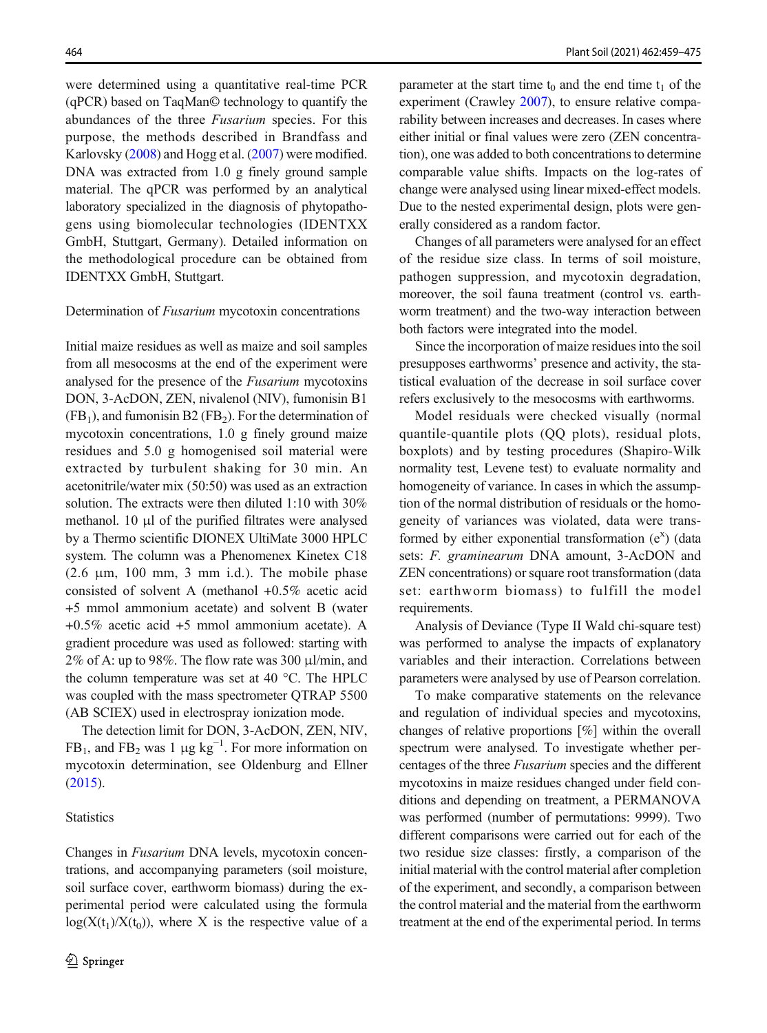were determined using a quantitative real-time PCR (qPCR) based on TaqMan© technology to quantify the abundances of the three *Fusarium* species. For this purpose, the methods described in Brandfass and Karlovsky (2008) and Hogg et al. (2007) were modified. DNA was extracted from 1.0 g finely ground sample material. The qPCR was performed by an analytical laboratory specialized in the diagnosis of phytopathogens using biomolecular technologies (IDENTXX GmbH, Stuttgart, Germany). Detailed information on the methodological procedure can be obtained from IDENTXX GmbH, Stuttgart.

### Determination of *Fusarium* mycotoxin concentrations

Initial maize residues as well as maize and soil samples from all mesocosms at the end of the experiment were analysed for the presence of the *Fusarium* mycotoxins DON, 3-AcDON, ZEN, nivalenol (NIV), fumonisin B1 ($FB_1$), and fumonisin B2 ($FB_2$). For the determination of mycotoxin concentrations, 1.0 g finely ground maize residues and 5.0 g homogenised soil material were extracted by turbulent shaking for 30 min. An acetonitrile/water mix (50:50) was used as an extraction solution. The extracts were then diluted 1:10 with 30% methanol. 10 μl of the purified filtrates were analysed by a Thermo scientific DIONEX UltiMate 3000 HPLC system. The column was a Phenomenex Kinetex C18 (2.6 μm, 100 mm, 3 mm i.d.). The mobile phase consisted of solvent A (methanol +0.5% acetic acid +5 mmol ammonium acetate) and solvent B (water +0.5% acetic acid +5 mmol ammonium acetate). A gradient procedure was used as followed: starting with 2% of A: up to 98%. The flow rate was 300 μl/min, and the column temperature was set at 40 °C. The HPLC was coupled with the mass spectrometer QTRAP 5500 (AB SCIEX) used in electrospray ionization mode.

The detection limit for DON, 3-AcDON, ZEN, NIV, $FB_1$, and $FB_2$ was 1 μg $kg^{-1}$. For more information on mycotoxin determination, see Oldenburg and Ellner (2015).

### Statistics

Changes in *Fusarium* DNA levels, mycotoxin concentrations, and accompanying parameters (soil moisture, soil surface cover, earthworm biomass) during the experimental period were calculated using the formula $\log(X(t_1)/X(t_0))$, where X is the respective value of a parameter at the start time $t_0$ and the end time $t_1$ of the experiment (Crawley 2007), to ensure relative comparability between increases and decreases. In cases where either initial or final values were zero (ZEN concentration), one was added to both concentrations to determine comparable value shifts. Impacts on the log-rates of change were analysed using linear mixed-effect models. Due to the nested experimental design, plots were generally considered as a random factor.

Changes of all parameters were analysed for an effect of the residue size class. In terms of soil moisture, pathogen suppression, and mycotoxin degradation, moreover, the soil fauna treatment (control vs. earthworm treatment) and the two-way interaction between both factors were integrated into the model.

Since the incorporation of maize residues into the soil presupposes earthworms' presence and activity, the statistical evaluation of the decrease in soil surface cover refers exclusively to the mesocosms with earthworms.

Model residuals were checked visually (normal quantile-quantile plots (QQ plots), residual plots, boxplots) and by testing procedures (Shapiro-Wilk normality test, Levene test) to evaluate normality and homogeneity of variance. In cases in which the assumption of the normal distribution of residuals or the homogeneity of variances was violated, data were transformed by either exponential transformation ($e^x$) (data sets: *F. graminearum* DNA amount, 3-AcDON and ZEN concentrations) or square root transformation (data set: earthworm biomass) to fulfill the model requirements.

Analysis of Deviance (Type II Wald chi-square test) was performed to analyse the impacts of explanatory variables and their interaction. Correlations between parameters were analysed by use of Pearson correlation.

To make comparative statements on the relevance and regulation of individual species and mycotoxins, changes of relative proportions [%] within the overall spectrum were analysed. To investigate whether percentages of the three *Fusarium* species and the different mycotoxins in maize residues changed under field conditions and depending on treatment, a PERMANOVA was performed (number of permutations: 9999). Two different comparisons were carried out for each of the two residue size classes: firstly, a comparison of the initial material with the control material after completion of the experiment, and secondly, a comparison between the control material and the material from the earthworm treatment at the end of the experimental period. In terms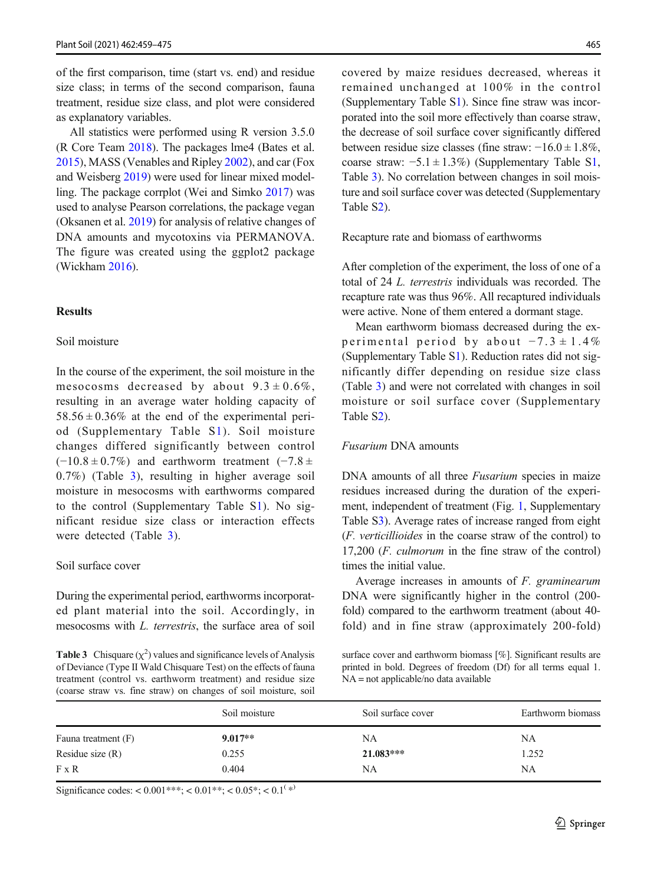of the first comparison, time (start vs. end) and residue size class; in terms of the second comparison, fauna treatment, residue size class, and plot were considered as explanatory variables.

All statistics were performed using R version 3.5.0 (R Core Team 2018). The packages lme4 (Bates et al. 2015), MASS (Venables and Ripley 2002), and car (Fox and Weisberg 2019) were used for linear mixed modelling. The package corrplot (Wei and Simko 2017) was used to analyse Pearson correlations, the package vegan (Oksanen et al. 2019) for analysis of relative changes of DNA amounts and mycotoxins via PERMANOVA. The figure was created using the ggplot2 package (Wickham 2016).

## Results

### Soil moisture

In the course of the experiment, the soil moisture in the mesocosms decreased by about $9.3 \pm 0.6\%$, resulting in an average water holding capacity of $58.56 \pm 0.36\%$ at the end of the experimental period (Supplementary Table S1). Soil moisture changes differed significantly between control ($-10.8 \pm 0.7\%$) and earthworm treatment ($-7.8 \pm 0.7\%$) (Table 3), resulting in higher average soil moisture in mesocosms with earthworms compared to the control (Supplementary Table S1). No significant residue size class or interaction effects were detected (Table 3).

### Soil surface cover

During the experimental period, earthworms incorporated plant material into the soil. Accordingly, in mesocosms with *L. terrestris*, the surface area of soil covered by maize residues decreased, whereas it remained unchanged at 100% in the control (Supplementary Table S1). Since fine straw was incorporated into the soil more effectively than coarse straw, the decrease of soil surface cover significantly differed between residue size classes (fine straw: $-16.0 \pm 1.8\%$, coarse straw: $-5.1 \pm 1.3\%$) (Supplementary Table S1, Table 3). No correlation between changes in soil moisture and soil surface cover was detected (Supplementary Table S2).

### Recapture rate and biomass of earthworms

After completion of the experiment, the loss of one of a total of 24 *L. terrestris* individuals was recorded. The recapture rate was thus 96%. All recaptured individuals were active. None of them entered a dormant stage.

Mean earthworm biomass decreased during the experimental period by about $-7.3 \pm 1.4\%$ (Supplementary Table S1). Reduction rates did not significantly differ depending on residue size class (Table 3) and were not correlated with changes in soil moisture or soil surface cover (Supplementary Table S2).

### *Fusarium* DNA amounts

DNA amounts of all three *Fusarium* species in maize residues increased during the duration of the experiment, independent of treatment (Fig. 1, Supplementary Table S3). Average rates of increase ranged from eight (*F. verticillioides* in the coarse straw of the control) to 17,200 (*F. culmorum* in the fine straw of the control) times the initial value.

Average increases in amounts of *F. graminearum* DNA were significantly higher in the control (200-fold) compared to the earthworm treatment (about 40-fold) and in fine straw (approximately 200-fold)

**Table 3** Chisquare ($\chi^2$) values and significance levels of Analysis of Deviance (Type II Wald Chisquare Test) on the effects of fauna treatment (control vs. earthworm treatment) and residue size (coarse straw vs. fine straw) on changes of soil moisture, soil surface cover and earthworm biomass [%]. Significant results are printed in bold. Degrees of freedom (Df) for all terms equal 1. NA = not applicable/no data available

| | Soil moisture | Soil surface cover | Earthworm biomass |
|---|---|---|---|
| Fauna treatment (F) | **9.017\*\*** | NA | NA |
| Residue size (R) | 0.255 | **21.083\*\*\*** | 1.252 |
| F x R | 0.404 | NA | NA |

Significance codes: < 0.001***; < 0.01**; < 0.05*; < 0.1$^{(*)}$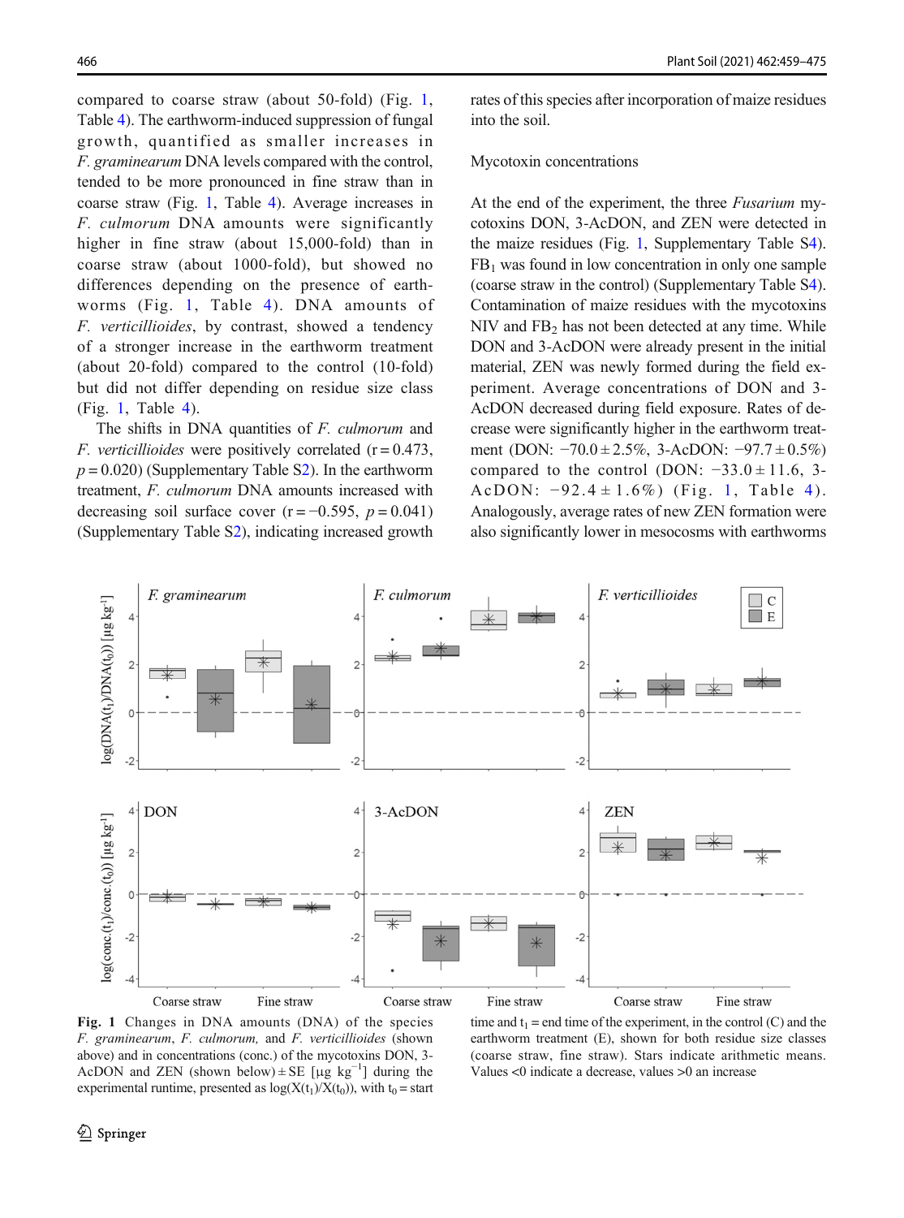compared to coarse straw (about 50-fold) (Fig. 1, Table 4). The earthworm-induced suppression of fungal growth, quantified as smaller increases in *F. graminearum* DNA levels compared with the control, tended to be more pronounced in fine straw than in coarse straw (Fig. 1, Table 4). Average increases in *F. culmorum* DNA amounts were significantly higher in fine straw (about 15,000-fold) than in coarse straw (about 1000-fold), but showed no differences depending on the presence of earthworms (Fig. 1, Table 4). DNA amounts of *F. verticillioides*, by contrast, showed a tendency of a stronger increase in the earthworm treatment (about 20-fold) compared to the control (10-fold) but did not differ depending on residue size class (Fig. 1, Table 4).

The shifts in DNA quantities of *F. culmorum* and *F. verticillioides* were positively correlated ($r = 0.473$, $p = 0.020$) (Supplementary Table S2). In the earthworm treatment, *F. culmorum* DNA amounts increased with decreasing soil surface cover ($r = -0.595$, $p = 0.041$) (Supplementary Table S2), indicating increased growth rates of this species after incorporation of maize residues into the soil.

Mycotoxin concentrations

At the end of the experiment, the three *Fusarium* mycotoxins DON, 3-AcDON, and ZEN were detected in the maize residues (Fig. 1, Supplementary Table S4). $FB_1$ was found in low concentration in only one sample (coarse straw in the control) (Supplementary Table S4). Contamination of maize residues with the mycotoxins NIV and $FB_2$ has not been detected at any time. While DON and 3-AcDON were already present in the initial material, ZEN was newly formed during the field experiment. Average concentrations of DON and 3-AcDON decreased during field exposure. Rates of decrease were significantly higher in the earthworm treatment (DON: −70.0 ± 2.5%, 3-AcDON: −97.7 ± 0.5%) compared to the control (DON: −33.0 ± 11.6, 3-AcDON: −92.4 ± 1.6%) (Fig. 1, Table 4). Analogously, average rates of new ZEN formation were also significantly lower in mesocosms with earthworms

**Fig. 1** Changes in DNA amounts (DNA) of the species *F. graminearum*, *F. culmorum*, and *F. verticillioides* (shown above) and in concentrations (conc.) of the mycotoxins DON, 3-AcDON and ZEN (shown below) ± SE [µg kg$^{-1}$] during the experimental runtime, presented as $\log(X(t_1)/X(t_0))$, with $t_0$ = start time and $t_1$ = end time of the experiment, in the control (C) and the earthworm treatment (E), shown for both residue size classes (coarse straw, fine straw). Stars indicate arithmetic means. Values <0 indicate a decrease, values >0 an increase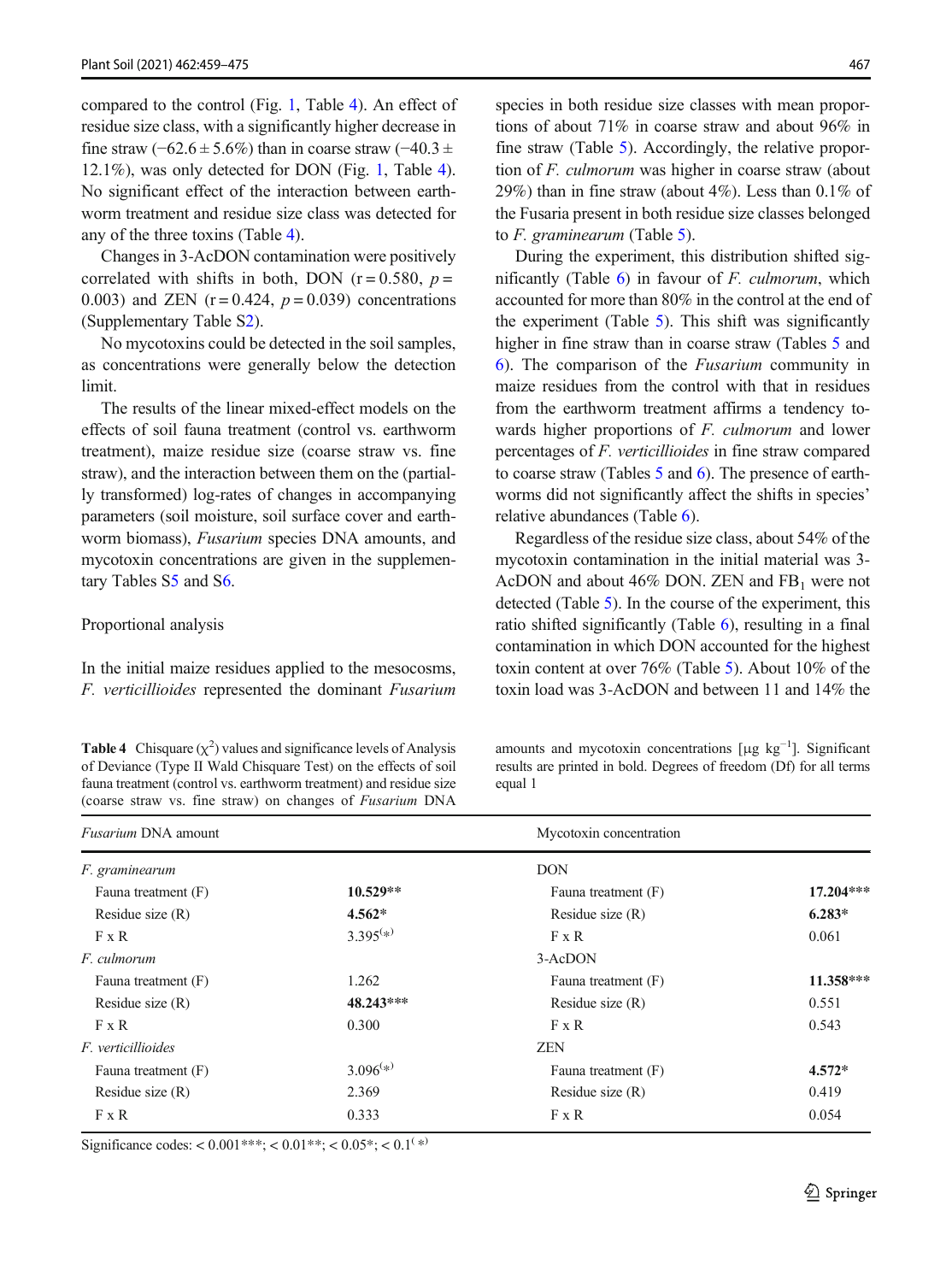compared to the control (Fig. 1, Table 4). An effect of residue size class, with a significantly higher decrease in fine straw (−62.6 ± 5.6%) than in coarse straw (−40.3 ± 12.1%), was only detected for DON (Fig. 1, Table 4). No significant effect of the interaction between earthworm treatment and residue size class was detected for any of the three toxins (Table 4).

Changes in 3-AcDON contamination were positively correlated with shifts in both, DON ($r = 0.580$, $p = 0.003$) and ZEN ($r = 0.424$, $p = 0.039$) concentrations (Supplementary Table S2).

No mycotoxins could be detected in the soil samples, as concentrations were generally below the detection limit.

The results of the linear mixed-effect models on the effects of soil fauna treatment (control vs. earthworm treatment), maize residue size (coarse straw vs. fine straw), and the interaction between them on the (partially transformed) log-rates of changes in accompanying parameters (soil moisture, soil surface cover and earthworm biomass), *Fusarium* species DNA amounts, and mycotoxin concentrations are given in the supplementary Tables S5 and S6.

## Proportional analysis

In the initial maize residues applied to the mesocosms, *F. verticillioides* represented the dominant *Fusarium* species in both residue size classes with mean proportions of about 71% in coarse straw and about 96% in fine straw (Table 5). Accordingly, the relative proportion of *F. culmorum* was higher in coarse straw (about 29%) than in fine straw (about 4%). Less than 0.1% of the Fusaria present in both residue size classes belonged to *F. graminearum* (Table 5).

During the experiment, this distribution shifted significantly (Table 6) in favour of *F. culmorum*, which accounted for more than 80% in the control at the end of the experiment (Table 5). This shift was significantly higher in fine straw than in coarse straw (Tables 5 and 6). The comparison of the *Fusarium* community in maize residues from the control with that in residues from the earthworm treatment affirms a tendency towards higher proportions of *F. culmorum* and lower percentages of *F. verticillioides* in fine straw compared to coarse straw (Tables 5 and 6). The presence of earthworms did not significantly affect the shifts in species' relative abundances (Table 6).

Regardless of the residue size class, about 54% of the mycotoxin contamination in the initial material was 3-AcDON and about 46% DON. ZEN and $FB_1$ were not detected (Table 5). In the course of the experiment, this ratio shifted significantly (Table 6), resulting in a final contamination in which DON accounted for the highest toxin content at over 76% (Table 5). About 10% of the toxin load was 3-AcDON and between 11 and 14% the

**Table 4** Chisquare ($\chi^2$) values and significance levels of Analysis of Deviance (Type II Wald Chisquare Test) on the effects of soil fauna treatment (control vs. earthworm treatment) and residue size (coarse straw vs. fine straw) on changes of *Fusarium* DNA amounts and mycotoxin concentrations [μg kg$^{-1}$]. Significant results are printed in bold. Degrees of freedom (Df) for all terms equal 1

| *Fusarium* DNA amount | | Mycotoxin concentration | |
|---|---|---|---|
| *F. graminearum* | | DON | |
| Fauna treatment (F) | **10.529**\*\* | Fauna treatment (F) | **17.204**\*\*\* |
| Residue size (R) | **4.562**\* | Residue size (R) | **6.283**\* |
| F x R | 3.395$^{(*)}$ | F x R | 0.061 |
| *F. culmorum* | | 3-AcDON | |
| Fauna treatment (F) | 1.262 | Fauna treatment (F) | **11.358**\*\*\* |
| Residue size (R) | **48.243**\*\*\* | Residue size (R) | 0.551 |
| F x R | 0.300 | F x R | 0.543 |
| *F. verticillioides* | | ZEN | |
| Fauna treatment (F) | 3.096$^{(*)}$ | Fauna treatment (F) | **4.572**\* |
| Residue size (R) | 2.369 | Residue size (R) | 0.419 |
| F x R | 0.333 | F x R | 0.054 |

Significance codes: < 0.001\*\*\*; < 0.01\*\*; < 0.05\*; < 0.1$^{(*)}$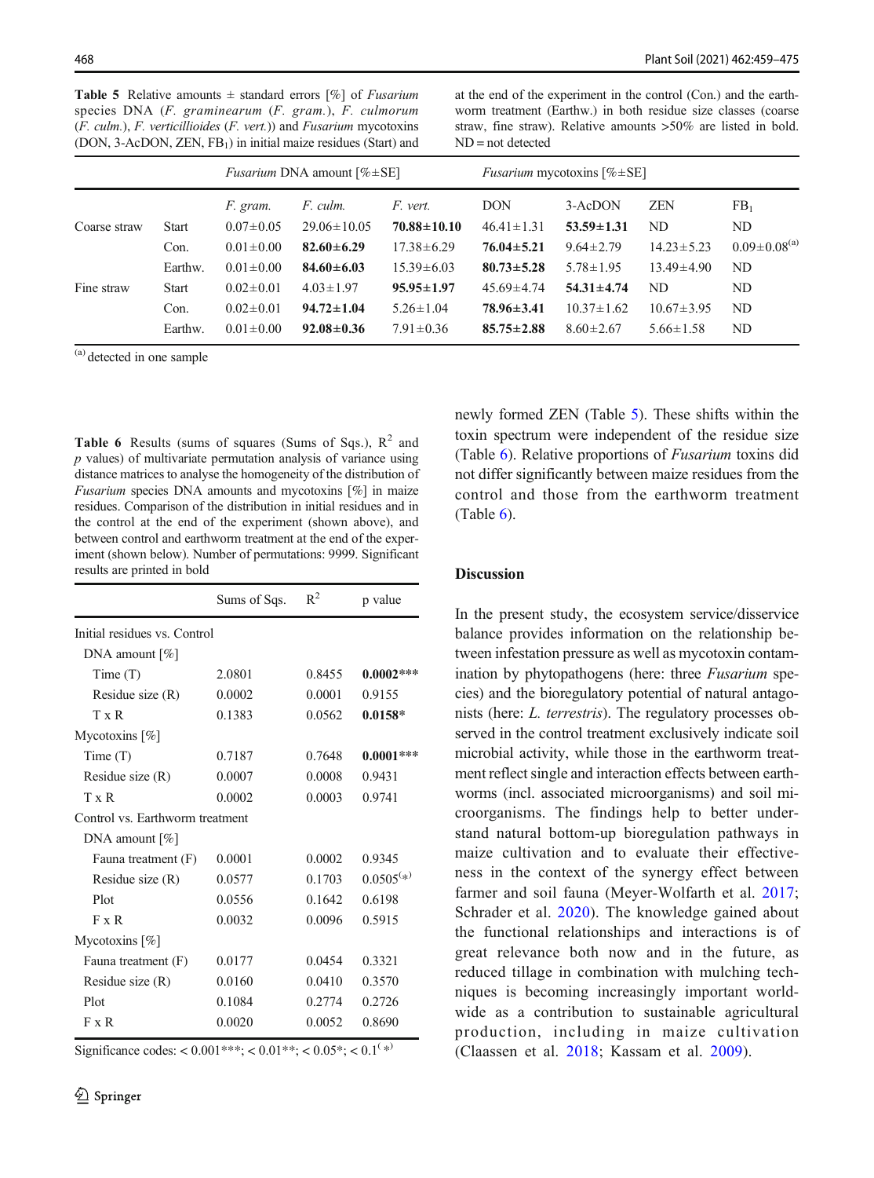**Table 5** Relative amounts ± standard errors [%] of *Fusarium* species DNA (*F. graminearum* (*F. gram.*), *F. culmorum* (*F. culm.*), *F. verticillioides* (*F. vert.*)) and *Fusarium* mycotoxins (DON, 3-AcDON, ZEN, $FB_1$) in initial maize residues (Start) and at the end of the experiment in the control (Con.) and the earthworm treatment (Earthw.) in both residue size classes (coarse straw, fine straw). Relative amounts >50% are listed in bold. ND = not detected

| | | *Fusarium* DNA amount [%±SE] | | | *Fusarium* mycotoxins [%±SE] | | | |
|---|---|---|---|---|---|---|---|---|
| | | *F. gram.* | *F. culm.* | *F. vert.* | DON | 3-AcDON | ZEN | $FB_1$ |
| Coarse straw | Start | 0.07±0.05 | 29.06±10.05 | **70.88±10.10** | 46.41±1.31 | **53.59±1.31** | ND | ND |
| | Con. | 0.01±0.00 | **82.60±6.29** | 17.38±6.29 | **76.04±5.21** | 9.64±2.79 | 14.23±5.23 | 0.09±0.08[a] |
| | Earthw. | 0.01±0.00 | **84.60±6.03** | 15.39±6.03 | **80.73±5.28** | 5.78±1.95 | 13.49±4.90 | ND |
| Fine straw | Start | 0.02±0.01 | 4.03±1.97 | **95.95±1.97** | 45.69±4.74 | **54.31±4.74** | ND | ND |
| | Con. | 0.02±0.01 | **94.72±1.04** | 5.26±1.04 | **78.96±3.41** | 10.37±1.62 | 10.67±3.95 | ND |
| | Earthw. | 0.01±0.00 | **92.08±0.36** | 7.91±0.36 | **85.75±2.88** | 8.60±2.67 | 5.66±1.58 | ND |

[a] detected in one sample

**Table 6** Results (sums of squares (Sums of Sqs.), $R^2$ and $p$ values) of multivariate permutation analysis of variance using distance matrices to analyse the homogeneity of the distribution of *Fusarium* species DNA amounts and mycotoxins [%] in maize residues. Comparison of the distribution in initial residues and in the control at the end of the experiment (shown above), and between control and earthworm treatment at the end of the experiment (shown below). Number of permutations: 9999. Significant results are printed in bold

| | Sums of Sqs. | $R^2$ | p value |
|---|---|---|---|
| Initial residues vs. Control | | | |
| DNA amount [%] | | | |
| Time (T) | 2.0801 | 0.8455 | **0.0002*** ** |
| Residue size (R) | 0.0002 | 0.0001 | 0.9155 |
| T x R | 0.1383 | 0.0562 | **0.0158*** |
| Mycotoxins [%] | | | |
| Time (T) | 0.7187 | 0.7648 | **0.0001*** ** |
| Residue size (R) | 0.0007 | 0.0008 | 0.9431 |
| T x R | 0.0002 | 0.0003 | 0.9741 |
| Control vs. Earthworm treatment | | | |
| DNA amount [%] | | | |
| Fauna treatment (F) | 0.0001 | 0.0002 | 0.9345 |
| Residue size (R) | 0.0577 | 0.1703 | 0.0505[(*)] |
| Plot | 0.0556 | 0.1642 | 0.6198 |
| F x R | 0.0032 | 0.0096 | 0.5915 |
| Mycotoxins [%] | | | |
| Fauna treatment (F) | 0.0177 | 0.0454 | 0.3321 |
| Residue size (R) | 0.0160 | 0.0410 | 0.3570 |
| Plot | 0.1084 | 0.2774 | 0.2726 |
| F x R | 0.0020 | 0.0052 | 0.8690 |

Significance codes: < 0.001***; < 0.01**; < 0.05*; < 0.1[(*)]

newly formed ZEN (Table 5). These shifts within the toxin spectrum were independent of the residue size (Table 6). Relative proportions of *Fusarium* toxins did not differ significantly between maize residues from the control and those from the earthworm treatment (Table 6).

## Discussion

In the present study, the ecosystem service/disservice balance provides information on the relationship between infestation pressure as well as mycotoxin contamination by phytopathogens (here: three *Fusarium* species) and the bioregulatory potential of natural antagonists (here: *L. terrestris*). The regulatory processes observed in the control treatment exclusively indicate soil microbial activity, while those in the earthworm treatment reflect single and interaction effects between earthworms (incl. associated microorganisms) and soil microorganisms. The findings help to better understand natural bottom-up bioregulation pathways in maize cultivation and to evaluate their effectiveness in the context of the synergy effect between farmer and soil fauna (Meyer-Wolfarth et al. 2017; Schrader et al. 2020). The knowledge gained about the functional relationships and interactions is of great relevance both now and in the future, as reduced tillage in combination with mulching techniques is becoming increasingly important worldwide as a contribution to sustainable agricultural production, including in maize cultivation (Claassen et al. 2018; Kassam et al. 2009).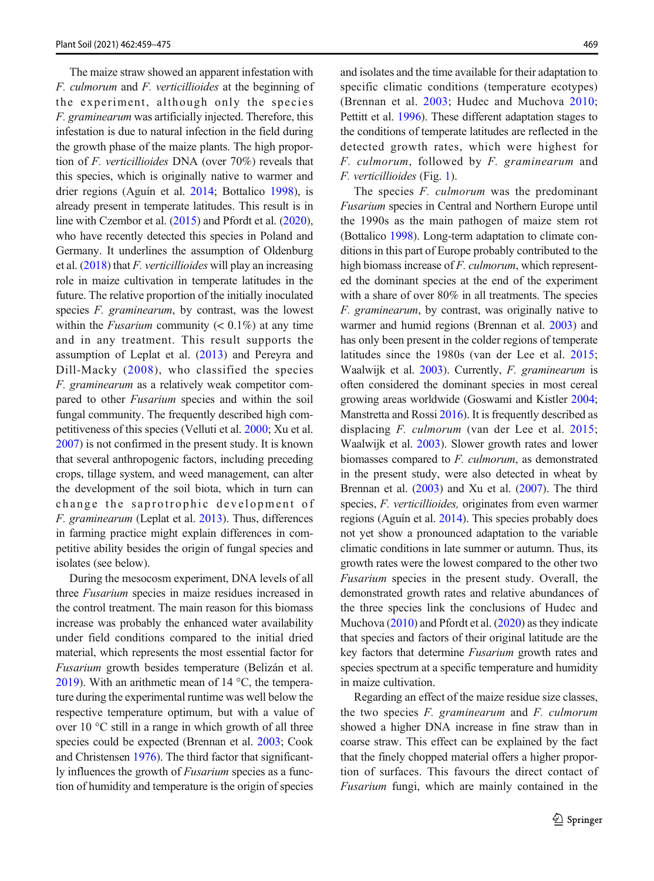The maize straw showed an apparent infestation with *F. culmorum* and *F. verticillioides* at the beginning of the experiment, although only the species *F. graminearum* was artificially injected. Therefore, this infestation is due to natural infection in the field during the growth phase of the maize plants. The high proportion of *F. verticillioides* DNA (over 70%) reveals that this species, which is originally native to warmer and drier regions (Aguín et al. 2014; Bottalico 1998), is already present in temperate latitudes. This result is in line with Czembor et al. (2015) and Pfordt et al. (2020), who have recently detected this species in Poland and Germany. It underlines the assumption of Oldenburg et al. (2018) that *F. verticillioides* will play an increasing role in maize cultivation in temperate latitudes in the future. The relative proportion of the initially inoculated species *F. graminearum*, by contrast, was the lowest within the *Fusarium* community (< 0.1%) at any time and in any treatment. This result supports the assumption of Leplat et al. (2013) and Pereyra and Dill-Macky (2008), who classified the species *F. graminearum* as a relatively weak competitor compared to other *Fusarium* species and within the soil fungal community. The frequently described high competitiveness of this species (Velluti et al. 2000; Xu et al. 2007) is not confirmed in the present study. It is known that several anthropogenic factors, including preceding crops, tillage system, and weed management, can alter the development of the soil biota, which in turn can change the saprotrophic development of *F. graminearum* (Leplat et al. 2013). Thus, differences in farming practice might explain differences in competitive ability besides the origin of fungal species and isolates (see below).

During the mesocosm experiment, DNA levels of all three *Fusarium* species in maize residues increased in the control treatment. The main reason for this biomass increase was probably the enhanced water availability under field conditions compared to the initial dried material, which represents the most essential factor for *Fusarium* growth besides temperature (Belizán et al. 2019). With an arithmetic mean of 14 °C, the temperature during the experimental runtime was well below the respective temperature optimum, but with a value of over 10 °C still in a range in which growth of all three species could be expected (Brennan et al. 2003; Cook and Christensen 1976). The third factor that significantly influences the growth of *Fusarium* species as a function of humidity and temperature is the origin of species and isolates and the time available for their adaptation to specific climatic conditions (temperature ecotypes) (Brennan et al. 2003; Hudec and Muchova 2010; Pettitt et al. 1996). These different adaptation stages to the conditions of temperate latitudes are reflected in the detected growth rates, which were highest for *F. culmorum*, followed by *F. graminearum* and *F. verticillioides* (Fig. 1).

The species *F. culmorum* was the predominant *Fusarium* species in Central and Northern Europe until the 1990s as the main pathogen of maize stem rot (Bottalico 1998). Long-term adaptation to climate conditions in this part of Europe probably contributed to the high biomass increase of *F. culmorum*, which represented the dominant species at the end of the experiment with a share of over 80% in all treatments. The species *F. graminearum*, by contrast, was originally native to warmer and humid regions (Brennan et al. 2003) and has only been present in the colder regions of temperate latitudes since the 1980s (van der Lee et al. 2015; Waalwijk et al. 2003). Currently, *F. graminearum* is often considered the dominant species in most cereal growing areas worldwide (Goswami and Kistler 2004; Manstretta and Rossi 2016). It is frequently described as displacing *F. culmorum* (van der Lee et al. 2015; Waalwijk et al. 2003). Slower growth rates and lower biomasses compared to *F. culmorum*, as demonstrated in the present study, were also detected in wheat by Brennan et al. (2003) and Xu et al. (2007). The third species, *F. verticillioides,* originates from even warmer regions (Aguín et al. 2014). This species probably does not yet show a pronounced adaptation to the variable climatic conditions in late summer or autumn. Thus, its growth rates were the lowest compared to the other two *Fusarium* species in the present study. Overall, the demonstrated growth rates and relative abundances of the three species link the conclusions of Hudec and Muchova (2010) and Pfordt et al. (2020) as they indicate that species and factors of their original latitude are the key factors that determine *Fusarium* growth rates and species spectrum at a specific temperature and humidity in maize cultivation.

Regarding an effect of the maize residue size classes, the two species *F. graminearum* and *F. culmorum* showed a higher DNA increase in fine straw than in coarse straw. This effect can be explained by the fact that the finely chopped material offers a higher proportion of surfaces. This favours the direct contact of *Fusarium* fungi, which are mainly contained in the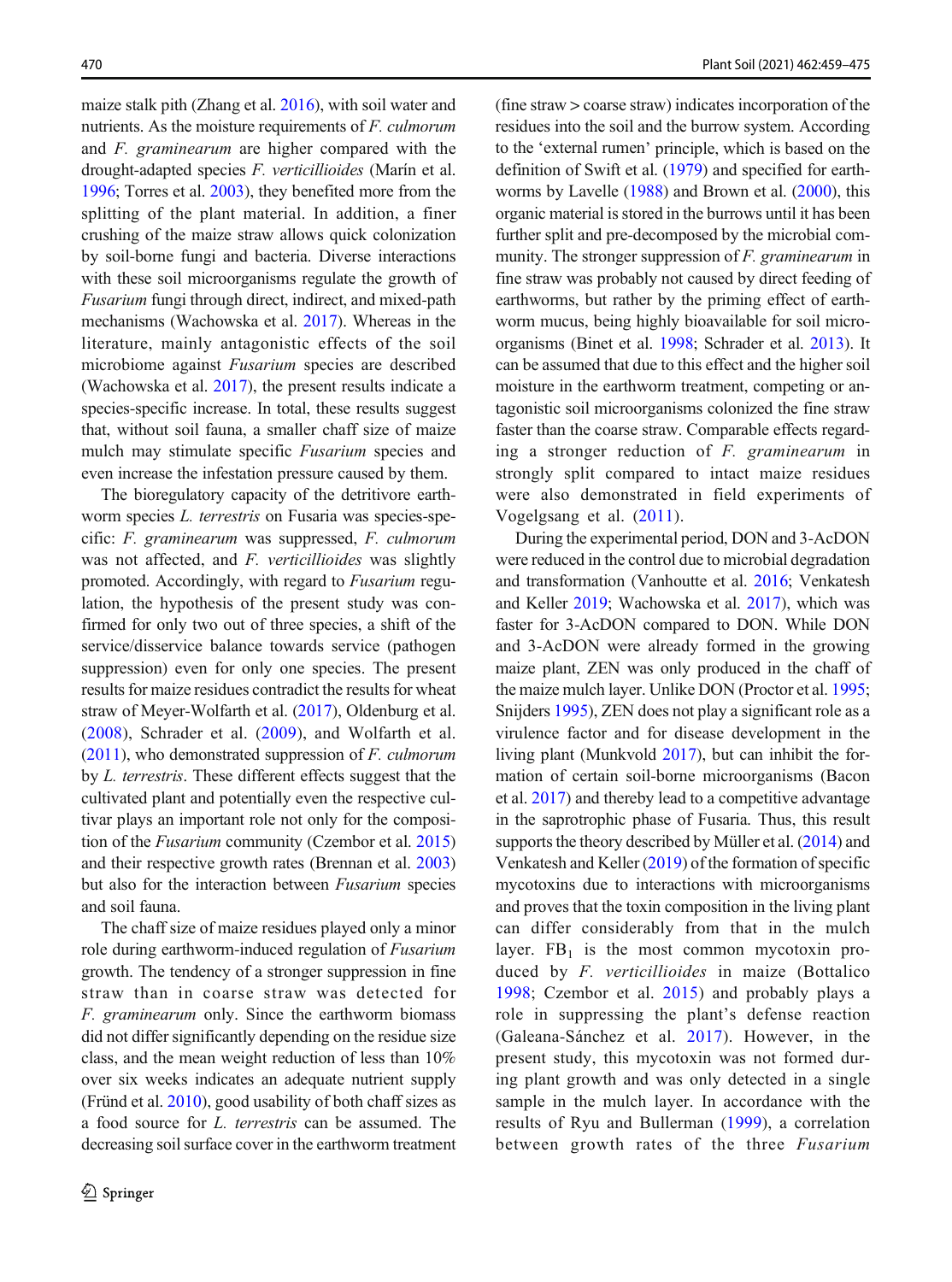maize stalk pith (Zhang et al. 2016), with soil water and nutrients. As the moisture requirements of *F. culmorum* and *F. graminearum* are higher compared with the drought-adapted species *F. verticillioides* (Marín et al. 1996; Torres et al. 2003), they benefited more from the splitting of the plant material. In addition, a finer crushing of the maize straw allows quick colonization by soil-borne fungi and bacteria. Diverse interactions with these soil microorganisms regulate the growth of *Fusarium* fungi through direct, indirect, and mixed-path mechanisms (Wachowska et al. 2017). Whereas in the literature, mainly antagonistic effects of the soil microbiome against *Fusarium* species are described (Wachowska et al. 2017), the present results indicate a species-specific increase. In total, these results suggest that, without soil fauna, a smaller chaff size of maize mulch may stimulate specific *Fusarium* species and even increase the infestation pressure caused by them.

The bioregulatory capacity of the detritivore earthworm species *L. terrestris* on Fusaria was species-specific: *F. graminearum* was suppressed, *F. culmorum* was not affected, and *F. verticillioides* was slightly promoted. Accordingly, with regard to *Fusarium* regulation, the hypothesis of the present study was confirmed for only two out of three species, a shift of the service/disservice balance towards service (pathogen suppression) even for only one species. The present results for maize residues contradict the results for wheat straw of Meyer-Wolfarth et al. (2017), Oldenburg et al. (2008), Schrader et al. (2009), and Wolfarth et al. (2011), who demonstrated suppression of *F. culmorum* by *L. terrestris*. These different effects suggest that the cultivated plant and potentially even the respective cultivar plays an important role not only for the composition of the *Fusarium* community (Czembor et al. 2015) and their respective growth rates (Brennan et al. 2003) but also for the interaction between *Fusarium* species and soil fauna.

The chaff size of maize residues played only a minor role during earthworm-induced regulation of *Fusarium* growth. The tendency of a stronger suppression in fine straw than in coarse straw was detected for *F. graminearum* only. Since the earthworm biomass did not differ significantly depending on the residue size class, and the mean weight reduction of less than 10% over six weeks indicates an adequate nutrient supply (Fründ et al. 2010), good usability of both chaff sizes as a food source for *L. terrestris* can be assumed. The decreasing soil surface cover in the earthworm treatment (fine straw > coarse straw) indicates incorporation of the residues into the soil and the burrow system. According to the 'external rumen' principle, which is based on the definition of Swift et al. (1979) and specified for earthworms by Lavelle (1988) and Brown et al. (2000), this organic material is stored in the burrows until it has been further split and pre-decomposed by the microbial community. The stronger suppression of *F. graminearum* in fine straw was probably not caused by direct feeding of earthworms, but rather by the priming effect of earthworm mucus, being highly bioavailable for soil microorganisms (Binet et al. 1998; Schrader et al. 2013). It can be assumed that due to this effect and the higher soil moisture in the earthworm treatment, competing or antagonistic soil microorganisms colonized the fine straw faster than the coarse straw. Comparable effects regarding a stronger reduction of *F. graminearum* in strongly split compared to intact maize residues were also demonstrated in field experiments of Vogelgsang et al. (2011).

During the experimental period, DON and 3-AcDON were reduced in the control due to microbial degradation and transformation (Vanhoutte et al. 2016; Venkatesh and Keller 2019; Wachowska et al. 2017), which was faster for 3-AcDON compared to DON. While DON and 3-AcDON were already formed in the growing maize plant, ZEN was only produced in the chaff of the maize mulch layer. Unlike DON (Proctor et al. 1995; Snijders 1995), ZEN does not play a significant role as a virulence factor and for disease development in the living plant (Munkvold 2017), but can inhibit the formation of certain soil-borne microorganisms (Bacon et al. 2017) and thereby lead to a competitive advantage in the saprotrophic phase of Fusaria. Thus, this result supports the theory described by Müller et al. (2014) and Venkatesh and Keller (2019) of the formation of specific mycotoxins due to interactions with microorganisms and proves that the toxin composition in the living plant can differ considerably from that in the mulch layer. $FB_1$ is the most common mycotoxin produced by *F. verticillioides* in maize (Bottalico 1998; Czembor et al. 2015) and probably plays a role in suppressing the plant's defense reaction (Galeana-Sánchez et al. 2017). However, in the present study, this mycotoxin was not formed during plant growth and was only detected in a single sample in the mulch layer. In accordance with the results of Ryu and Bullerman (1999), a correlation between growth rates of the three *Fusarium*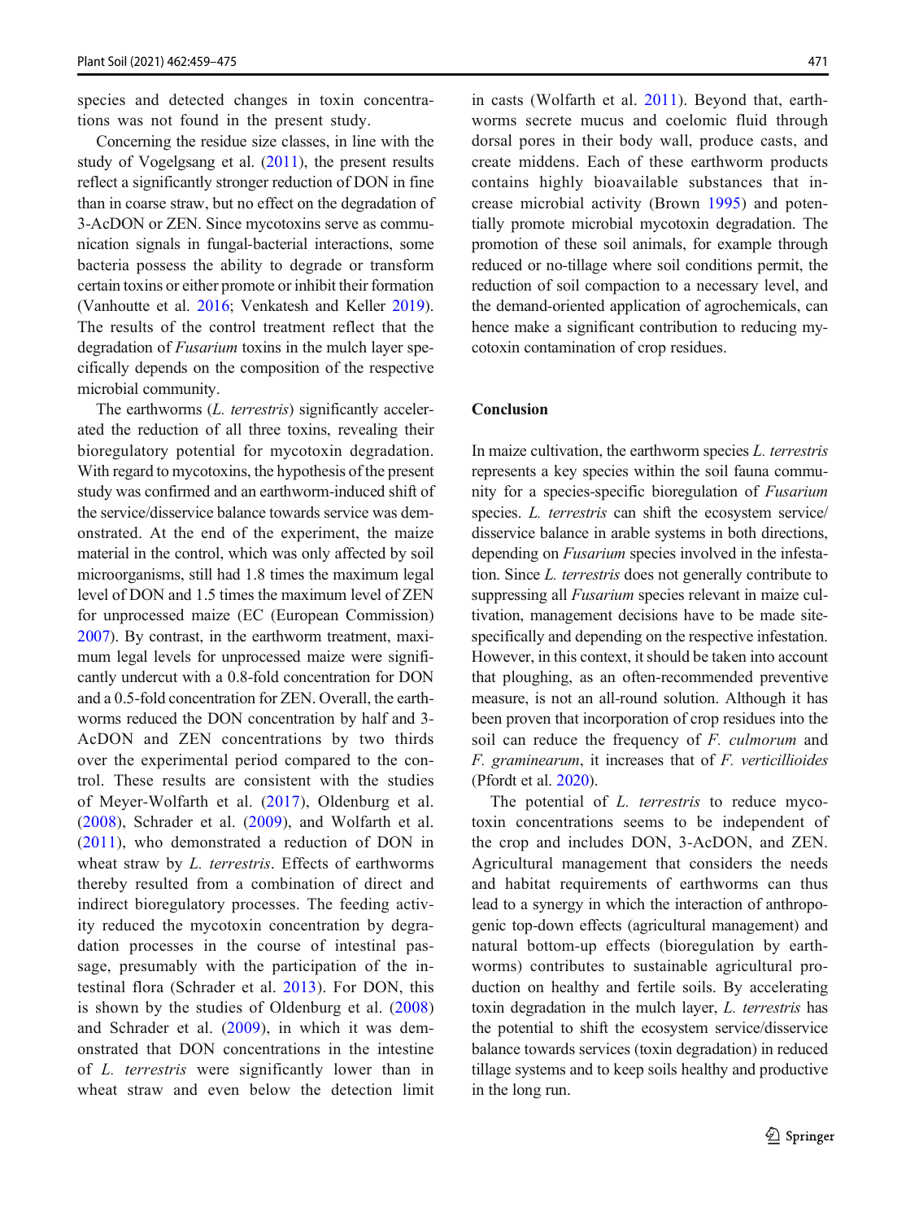species and detected changes in toxin concentrations was not found in the present study.

Concerning the residue size classes, in line with the study of Vogelgsang et al. (2011), the present results reflect a significantly stronger reduction of DON in fine than in coarse straw, but no effect on the degradation of 3-AcDON or ZEN. Since mycotoxins serve as communication signals in fungal-bacterial interactions, some bacteria possess the ability to degrade or transform certain toxins or either promote or inhibit their formation (Vanhoutte et al. 2016; Venkatesh and Keller 2019). The results of the control treatment reflect that the degradation of *Fusarium* toxins in the mulch layer specifically depends on the composition of the respective microbial community.

The earthworms (*L. terrestris*) significantly accelerated the reduction of all three toxins, revealing their bioregulatory potential for mycotoxin degradation. With regard to mycotoxins, the hypothesis of the present study was confirmed and an earthworm-induced shift of the service/disservice balance towards service was demonstrated. At the end of the experiment, the maize material in the control, which was only affected by soil microorganisms, still had 1.8 times the maximum legal level of DON and 1.5 times the maximum level of ZEN for unprocessed maize (EC (European Commission) 2007). By contrast, in the earthworm treatment, maximum legal levels for unprocessed maize were significantly undercut with a 0.8-fold concentration for DON and a 0.5-fold concentration for ZEN. Overall, the earthworms reduced the DON concentration by half and 3-AcDON and ZEN concentrations by two thirds over the experimental period compared to the control. These results are consistent with the studies of Meyer-Wolfarth et al. (2017), Oldenburg et al. (2008), Schrader et al. (2009), and Wolfarth et al. (2011), who demonstrated a reduction of DON in wheat straw by *L. terrestris*. Effects of earthworms thereby resulted from a combination of direct and indirect bioregulatory processes. The feeding activity reduced the mycotoxin concentration by degradation processes in the course of intestinal passage, presumably with the participation of the intestinal flora (Schrader et al. 2013). For DON, this is shown by the studies of Oldenburg et al. (2008) and Schrader et al. (2009), in which it was demonstrated that DON concentrations in the intestine of *L. terrestris* were significantly lower than in wheat straw and even below the detection limit in casts (Wolfarth et al. 2011). Beyond that, earthworms secrete mucus and coelomic fluid through dorsal pores in their body wall, produce casts, and create middens. Each of these earthworm products contains highly bioavailable substances that increase microbial activity (Brown 1995) and potentially promote microbial mycotoxin degradation. The promotion of these soil animals, for example through reduced or no-tillage where soil conditions permit, the reduction of soil compaction to a necessary level, and the demand-oriented application of agrochemicals, can hence make a significant contribution to reducing mycotoxin contamination of crop residues.

## Conclusion

In maize cultivation, the earthworm species *L. terrestris* represents a key species within the soil fauna community for a species-specific bioregulation of *Fusarium* species. *L. terrestris* can shift the ecosystem service/disservice balance in arable systems in both directions, depending on *Fusarium* species involved in the infestation. Since *L. terrestris* does not generally contribute to suppressing all *Fusarium* species relevant in maize cultivation, management decisions have to be made site-specifically and depending on the respective infestation. However, in this context, it should be taken into account that ploughing, as an often-recommended preventive measure, is not an all-round solution. Although it has been proven that incorporation of crop residues into the soil can reduce the frequency of *F. culmorum* and *F. graminearum*, it increases that of *F. verticillioides* (Pfordt et al. 2020).

The potential of *L. terrestris* to reduce mycotoxin concentrations seems to be independent of the crop and includes DON, 3-AcDON, and ZEN. Agricultural management that considers the needs and habitat requirements of earthworms can thus lead to a synergy in which the interaction of anthropogenic top-down effects (agricultural management) and natural bottom-up effects (bioregulation by earthworms) contributes to sustainable agricultural production on healthy and fertile soils. By accelerating toxin degradation in the mulch layer, *L. terrestris* has the potential to shift the ecosystem service/disservice balance towards services (toxin degradation) in reduced tillage systems and to keep soils healthy and productive in the long run.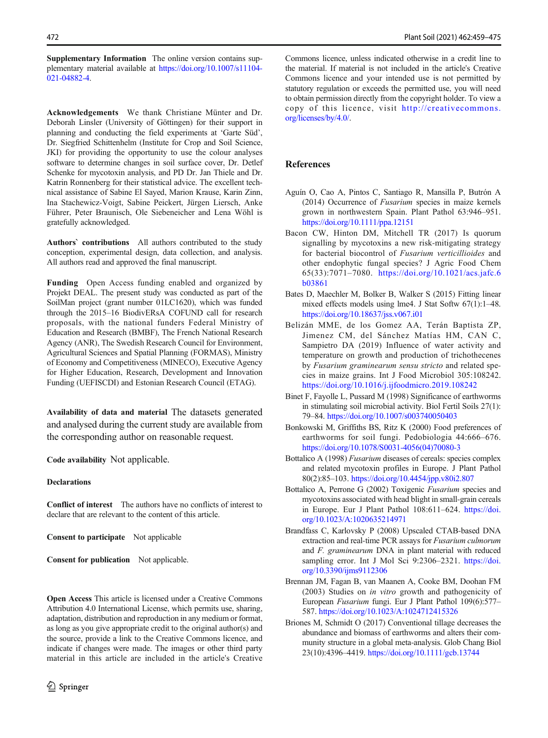**Supplementary Information** The online version contains supplementary material available at https://doi.org/10.1007/s11104-021-04882-4.

**Acknowledgements** We thank Christiane Münter and Dr. Deborah Linsler (University of Göttingen) for their support in planning and conducting the field experiments at 'Garte Süd', Dr. Siegfried Schittenhelm (Institute for Crop and Soil Science, JKI) for providing the opportunity to use the colour analyses software to determine changes in soil surface cover, Dr. Detlef Schenke for mycotoxin analysis, and PD Dr. Jan Thiele and Dr. Katrin Ronnenberg for their statistical advice. The excellent technical assistance of Sabine El Sayed, Marion Krause, Karin Zinn, Ina Stachewicz-Voigt, Sabine Peickert, Jürgen Liersch, Anke Führer, Peter Braunisch, Ole Siebeneicher and Lena Wöhl is gratefully acknowledged.

**Authors` contributions** All authors contributed to the study conception, experimental design, data collection, and analysis. All authors read and approved the final manuscript.

**Funding** Open Access funding enabled and organized by Projekt DEAL. The present study was conducted as part of the SoilMan project (grant number 01LC1620), which was funded through the 2015–16 BiodivERsA COFUND call for research proposals, with the national funders Federal Ministry of Education and Research (BMBF), The French National Research Agency (ANR), The Swedish Research Council for Environment, Agricultural Sciences and Spatial Planning (FORMAS), Ministry of Economy and Competitiveness (MINECO), Executive Agency for Higher Education, Research, Development and Innovation Funding (UEFISCDI) and Estonian Research Council (ETAG).

**Availability of data and material** The datasets generated and analysed during the current study are available from the corresponding author on reasonable request.

**Code availability** Not applicable.

**Declarations**

**Conflict of interest** The authors have no conflicts of interest to declare that are relevant to the content of this article.

**Consent to participate** Not applicable

**Consent for publication** Not applicable.

**Open Access** This article is licensed under a Creative Commons Attribution 4.0 International License, which permits use, sharing, adaptation, distribution and reproduction in any medium or format, as long as you give appropriate credit to the original author(s) and the source, provide a link to the Creative Commons licence, and indicate if changes were made. The images or other third party material in this article are included in the article's Creative Commons licence, unless indicated otherwise in a credit line to the material. If material is not included in the article's Creative Commons licence and your intended use is not permitted by statutory regulation or exceeds the permitted use, you will need to obtain permission directly from the copyright holder. To view a copy of this licence, visit http://creativecommons.org/licenses/by/4.0/.

## References

Aguín O, Cao A, Pintos C, Santiago R, Mansilla P, Butrón A (2014) Occurrence of *Fusarium* species in maize kernels grown in northwestern Spain. Plant Pathol 63:946–951. https://doi.org/10.1111/ppa.12151

Bacon CW, Hinton DM, Mitchell TR (2017) Is quorum signalling by mycotoxins a new risk-mitigating strategy for bacterial biocontrol of *Fusarium verticillioides* and other endophytic fungal species? J Agric Food Chem 65(33):7071–7080. https://doi.org/10.1021/acs.jafc.6b03861

Bates D, Maechler M, Bolker B, Walker S (2015) Fitting linear mixed effects models using lme4. J Stat Softw 67(1):1–48. https://doi.org/10.18637/jss.v067.i01

Belizán MME, de los Gomez AA, Terán Baptista ZP, Jimenez CM, del Sánchez Matías HM, CAN C, Sampietro DA (2019) Influence of water activity and temperature on growth and production of trichothecenes by *Fusarium graminearum sensu stricto* and related species in maize grains. Int J Food Microbiol 305:108242. https://doi.org/10.1016/j.ijfoodmicro.2019.108242

Binet F, Fayolle L, Pussard M (1998) Significance of earthworms in stimulating soil microbial activity. Biol Fertil Soils 27(1): 79–84. https://doi.org/10.1007/s003740050403

Bonkowski M, Griffiths BS, Ritz K (2000) Food preferences of earthworms for soil fungi. Pedobiologia 44:666–676. https://doi.org/10.1078/S0031-4056(04)70080-3

Bottalico A (1998) *Fusarium* diseases of cereals: species complex and related mycotoxin profiles in Europe. J Plant Pathol 80(2):85–103. https://doi.org/10.4454/jpp.v80i2.807

Bottalico A, Perrone G (2002) Toxigenic *Fusarium* species and mycotoxins associated with head blight in small-grain cereals in Europe. Eur J Plant Pathol 108:611–624. https://doi.org/10.1023/A:1020635214971

Brandfass C, Karlovsky P (2008) Upscaled CTAB-based DNA extraction and real-time PCR assays for *Fusarium culmorum* and *F. graminearum* DNA in plant material with reduced sampling error. Int J Mol Sci 9:2306–2321. https://doi.org/10.3390/ijms9112306

Brennan JM, Fagan B, van Maanen A, Cooke BM, Doohan FM (2003) Studies on *in vitro* growth and pathogenicity of European *Fusarium* fungi. Eur J Plant Pathol 109(6):577–587. https://doi.org/10.1023/A:1024712415326

Briones M, Schmidt O (2017) Conventional tillage decreases the abundance and biomass of earthworms and alters their community structure in a global meta-analysis. Glob Chang Biol 23(10):4396–4419. https://doi.org/10.1111/gcb.13744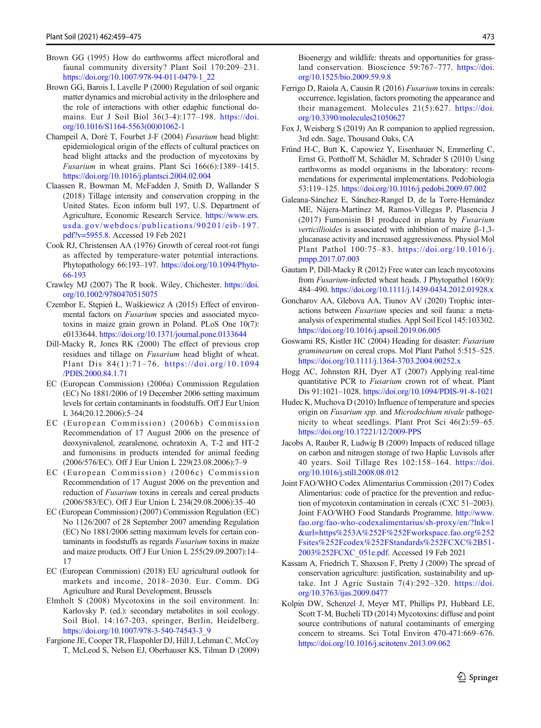Brown GG (1995) How do earthworms affect microfloral and faunal community diversity? Plant Soil 170:209–231. https://doi.org/10.1007/978-94-011-0479-1_22

Brown GG, Barois I, Lavelle P (2000) Regulation of soil organic matter dynamics and microbial activity in the drilosphere and the role of interactions with other edaphic functional domains. Eur J Soil Biol 36(3-4):177–198. https://doi.org/10.1016/S1164-5563(00)01062-1

Champeil A, Doré T, Fourbet J-F (2004) *Fusarium* head blight: epidemiological origin of the effects of cultural practices on head blight attacks and the production of mycotoxins by *Fusarium* in wheat grains. Plant Sci 166(6):1389–1415. https://doi.org/10.1016/j.plantsci.2004.02.004

Claassen R, Bowman M, McFadden J, Smith D, Wallander S (2018) Tillage intensity and conservation cropping in the United States. Econ inform bull 197, U.S. Department of Agriculture, Economic Research Service. https://www.ers.usda.gov/webdocs/publications/90201/eib-197.pdf?v=5955.8. Accessed 19 Feb 2021

Cook RJ, Christensen AA (1976) Growth of cereal root-rot fungi as affected by temperature-water potential interactions. Phytopathology 66:193–197. https://doi.org/10.1094/Phyto-66-193

Crawley MJ (2007) The R book. Wiley, Chichester. https://doi.org/10.1002/9780470515075

Czembor E, Stępień Ł, Waśkiewicz A (2015) Effect of environmental factors on *Fusarium* species and associated mycotoxins in maize grain grown in Poland. PLoS One 10(7): e0133644. https://doi.org/10.1371/journal.pone.0133644

Dill-Macky R, Jones RK (2000) The effect of previous crop residues and tillage on *Fusarium* head blight of wheat. Plant Dis 84(1):71–76. https://doi.org/10.1094/PDIS.2000.84.1.71

EC (European Commission) (2006a) Commission Regulation (EC) No 1881/2006 of 19 December 2006 setting maximum levels for certain contaminants in foodstuffs. Off J Eur Union L 364(20.12.2006):5–24

EC (European Commission) (2006b) Commission Recommendation of 17 August 2006 on the presence of deoxynivalenol, zearalenone, ochratoxin A, T-2 and HT-2 and fumonisins in products intended for animal feeding (2006/576/EC). Off J Eur Union L 229(23.08.2006):7–9

EC (European Commission) (2006c) Commission Recommendation of 17 August 2006 on the prevention and reduction of *Fusarium* toxins in cereals and cereal products (2006/583/EC). Off J Eur Union L 234(29.08.2006):35–40

EC (European Commission) (2007) Commission Regulation (EC) No 1126/2007 of 28 September 2007 amending Regulation (EC) No 1881/2006 setting maximum levels for certain contaminants in foodstuffs as regards *Fusarium* toxins in maize and maize products. Off J Eur Union L 255(29.09.2007):14–17

EC (European Commission) (2018) EU agricultural outlook for markets and income, 2018–2030. Eur. Comm. DG Agriculture and Rural Development, Brussels

Elmholt S (2008) Mycotoxins in the soil environment. In: Karlovsky P. (ed.): secondary metabolites in soil ecology. Soil Biol. 14:167-203, springer, Berlin, Heidelberg. https://doi.org/10.1007/978-3-540-74543-3_9

Fargione JE, Cooper TR, Flaspohler DJ, Hill J, Lehman C, McCoy T, McLeod S, Nelson EJ, Oberhauser KS, Tilman D (2009) Bioenergy and wildlife: threats and opportunities for grassland conservation. Bioscience 59:767–777. https://doi.org/10.1525/bio.2009.59.9.8

Ferrigo D, Raiola A, Causin R (2016) *Fusarium* toxins in cereals: occurrence, legislation, factors promoting the appearance and their management. Molecules 21(5):627. https://doi.org/10.3390/molecules21050627

Fox J, Weisberg S (2019) An R companion to applied regression, 3rd edn. Sage, Thousand Oaks, CA

Fründ H-C, Butt K, Capowiez Y, Eisenhauer N, Emmerling C, Ernst G, Potthoff M, Schädler M, Schrader S (2010) Using earthworms as model organisms in the laboratory: recommendations for experimental implementations. Pedobiologia 53:119–125. https://doi.org/10.1016/j.pedobi.2009.07.002

Galeana-Sánchez E, Sánchez-Rangel D, de la Torre-Hernández ME, Nájera-Martínez M, Ramos-Villegas P, Plasencia J (2017) Fumonisin B1 produced in planta by *Fusarium verticillioides* is associated with inhibition of maize β-1,3-glucanase activity and increased aggressiveness. Physiol Mol Plant Pathol 100:75–83. https://doi.org/10.1016/j.pmpp.2017.07.003

Gautam P, Dill-Macky R (2012) Free water can leach mycotoxins from *Fusarium*-infected wheat heads. J Phytopathol 160(9): 484–490. https://doi.org/10.1111/j.1439-0434.2012.01928.x

Goncharov AA, Glebova AA, Tiunov AV (2020) Trophic interactions between *Fusarium* species and soil fauna: a meta-analysis of experimental studies. Appl Soil Ecol 145:103302. https://doi.org/10.1016/j.apsoil.2019.06.005

Goswami RS, Kistler HC (2004) Heading for disaster: *Fusarium graminearum* on cereal crops. Mol Plant Pathol 5:515–525. https://doi.org/10.1111/j.1364-3703.2004.00252.x

Hogg AC, Johnston RH, Dyer AT (2007) Applying real-time quantitative PCR to *Fusarium* crown rot of wheat. Plant Dis 91:1021–1028. https://doi.org/10.1094/PDIS-91-8-1021

Hudec K, Muchova D (2010) Influence of temperature and species origin on *Fusarium spp.* and *Microdochium nivale* pathogenicity to wheat seedlings. Plant Prot Sci 46(2):59–65. https://doi.org/10.17221/12/2009-PPS

Jacobs A, Rauber R, Ludwig B (2009) Impacts of reduced tillage on carbon and nitrogen storage of two Haplic Luvisols after 40 years. Soil Tillage Res 102:158–164. https://doi.org/10.1016/j.still.2008.08.012

Joint FAO/WHO Codex Alimentarius Commission (2017) Codex Alimentarius: code of practice for the prevention and reduction of mycotoxin contamination in cereals (CXC 51–2003). Joint FAO/WHO Food Standards Programme. http://www.fao.org/fao-who-codexalimentarius/sh-proxy/en/?lnk=1&url=https%253A%252F%252Fworkspace.fao.org%252Fsites%252Fcodex%252FStandards%252FCXC%2B51-2003%252FCXC_051e.pdf. Accessed 19 Feb 2021

Kassam A, Friedrich T, Shaxson F, Pretty J (2009) The spread of conservation agriculture: justification, sustainability and uptake. Int J Agric Sustain 7(4):292–320. https://doi.org/10.3763/ijas.2009.0477

Kolpin DW, Schenzel J, Meyer MT, Phillips PJ, Hubbard LE, Scott T-M, Bucheli TD (2014) Mycotoxins: diffuse and point source contributions of natural contaminants of emerging concern to streams. Sci Total Environ 470-471:669–676. https://doi.org/10.1016/j.scitotenv.2013.09.062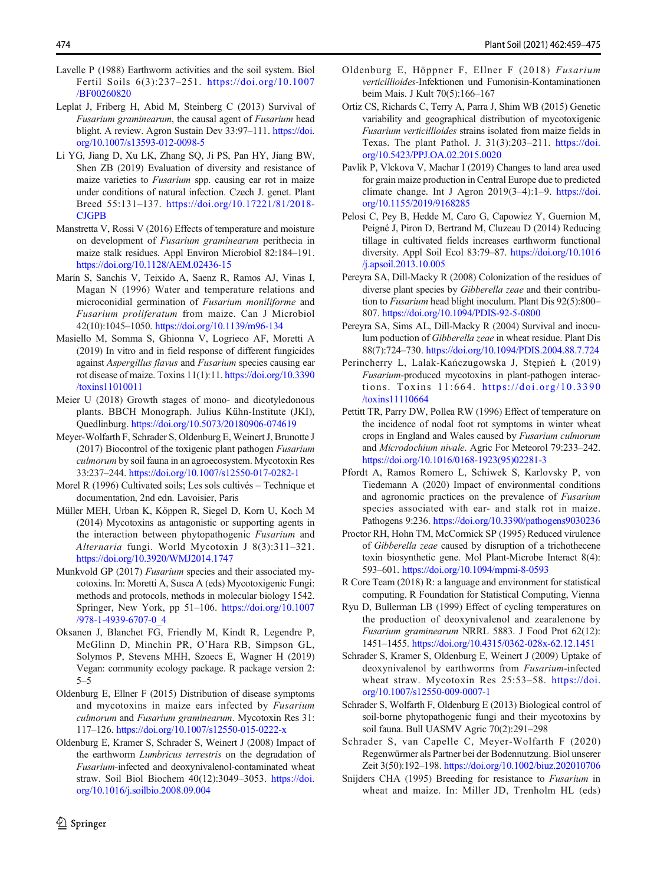Lavelle P (1988) Earthworm activities and the soil system. Biol Fertil Soils 6(3):237–251. https://doi.org/10.1007/BF00260820

Leplat J, Friberg H, Abid M, Steinberg C (2013) Survival of *Fusarium graminearum*, the causal agent of *Fusarium* head blight. A review. Agron Sustain Dev 33:97–111. https://doi.org/10.1007/s13593-012-0098-5

Li YG, Jiang D, Xu LK, Zhang SQ, Ji PS, Pan HY, Jiang BW, Shen ZB (2019) Evaluation of diversity and resistance of maize varieties to *Fusarium* spp. causing ear rot in maize under conditions of natural infection. Czech J. genet. Plant Breed 55:131–137. https://doi.org/10.17221/81/2018-CJGPB

Manstretta V, Rossi V (2016) Effects of temperature and moisture on development of *Fusarium graminearum* perithecia in maize stalk residues. Appl Environ Microbiol 82:184–191. https://doi.org/10.1128/AEM.02436-15

Marín S, Sanchís V, Teixido A, Saenz R, Ramos AJ, Vinas I, Magan N (1996) Water and temperature relations and microconidial germination of *Fusarium moniliforme* and *Fusarium proliferatum* from maize. Can J Microbiol 42(10):1045–1050. https://doi.org/10.1139/m96-134

Masiello M, Somma S, Ghionna V, Logrieco AF, Moretti A (2019) In vitro and in field response of different fungicides against *Aspergillus flavus* and *Fusarium* species causing ear rot disease of maize. Toxins 11(1):11. https://doi.org/10.3390/toxins11010011

Meier U (2018) Growth stages of mono- and dicotyledonous plants. BBCH Monograph. Julius Kühn-Institute (JKI), Quedlinburg. https://doi.org/10.5073/20180906-074619

Meyer-Wolfarth F, Schrader S, Oldenburg E, Weinert J, Brunotte J (2017) Biocontrol of the toxigenic plant pathogen *Fusarium culmorum* by soil fauna in an agroecosystem. Mycotoxin Res 33:237–244. https://doi.org/10.1007/s12550-017-0282-1

Morel R (1996) Cultivated soils; Les sols cultivés – Technique et documentation, 2nd edn. Lavoisier, Paris

Müller MEH, Urban K, Köppen R, Siegel D, Korn U, Koch M (2014) Mycotoxins as antagonistic or supporting agents in the interaction between phytopathogenic *Fusarium* and *Alternaria* fungi. World Mycotoxin J 8(3):311–321. https://doi.org/10.3920/WMJ2014.1747

Munkvold GP (2017) *Fusarium* species and their associated mycotoxins. In: Moretti A, Susca A (eds) Mycotoxigenic Fungi: methods and protocols, methods in molecular biology 1542. Springer, New York, pp 51–106. https://doi.org/10.1007/978-1-4939-6707-0_4

Oksanen J, Blanchet FG, Friendly M, Kindt R, Legendre P, McGlinn D, Minchin PR, O'Hara RB, Simpson GL, Solymos P, Stevens MHH, Szoecs E, Wagner H (2019) Vegan: community ecology package. R package version 2: 5–5

Oldenburg E, Ellner F (2015) Distribution of disease symptoms and mycotoxins in maize ears infected by *Fusarium culmorum* and *Fusarium graminearum*. Mycotoxin Res 31:117–126. https://doi.org/10.1007/s12550-015-0222-x

Oldenburg E, Kramer S, Schrader S, Weinert J (2008) Impact of the earthworm *Lumbricus terrestris* on the degradation of *Fusarium*-infected and deoxynivalenol-contaminated wheat straw. Soil Biol Biochem 40(12):3049–3053. https://doi.org/10.1016/j.soilbio.2008.09.004

Oldenburg E, Höppner F, Ellner F (2018) *Fusarium verticillioides*-Infektionen und Fumonisin-Kontaminationen beim Mais. J Kult 70(5):166–167

Ortiz CS, Richards C, Terry A, Parra J, Shim WB (2015) Genetic variability and geographical distribution of mycotoxigenic *Fusarium verticillioides* strains isolated from maize fields in Texas. The plant Pathol. J. 31(3):203–211. https://doi.org/10.5423/PPJ.OA.02.2015.0020

Pavlik P, Vlckova V, Machar I (2019) Changes to land area used for grain maize production in Central Europe due to predicted climate change. Int J Agron 2019(3–4):1–9. https://doi.org/10.1155/2019/9168285

Pelosi C, Pey B, Hedde M, Caro G, Capowiez Y, Guernion M, Peigné J, Piron D, Bertrand M, Cluzeau D (2014) Reducing tillage in cultivated fields increases earthworm functional diversity. Appl Soil Ecol 83:79–87. https://doi.org/10.1016/j.apsoil.2013.10.005

Pereyra SA, Dill-Macky R (2008) Colonization of the residues of diverse plant species by *Gibberella zeae* and their contribution to *Fusarium* head blight inoculum. Plant Dis 92(5):800–807. https://doi.org/10.1094/PDIS-92-5-0800

Pereyra SA, Sims AL, Dill-Macky R (2004) Survival and inoculum poduction of *Gibberella zeae* in wheat residue. Plant Dis 88(7):724–730. https://doi.org/10.1094/PDIS.2004.88.7.724

Perincherry L, Lalak-Kańczugowska J, Stępień Ł (2019) *Fusarium*-produced mycotoxins in plant-pathogen interactions. Toxins 11:664. https://doi.org/10.3390/toxins11110664

Pettitt TR, Parry DW, Pollea RW (1996) Effect of temperature on the incidence of nodal foot rot symptoms in winter wheat crops in England and Wales caused by *Fusarium culmorum* and *Microdochium nivale*. Agric For Meteorol 79:233–242. https://doi.org/10.1016/0168-1923(95)02281-3

Pfordt A, Ramos Romero L, Schiwek S, Karlovsky P, von Tiedemann A (2020) Impact of environmental conditions and agronomic practices on the prevalence of *Fusarium* species associated with ear- and stalk rot in maize. Pathogens 9:236. https://doi.org/10.3390/pathogens9030236

Proctor RH, Hohn TM, McCormick SP (1995) Reduced virulence of *Gibberella zeae* caused by disruption of a trichothecene toxin biosynthetic gene. Mol Plant-Microbe Interact 8(4): 593–601. https://doi.org/10.1094/mpmi-8-0593

R Core Team (2018) R: a language and environment for statistical computing. R Foundation for Statistical Computing, Vienna

Ryu D, Bullerman LB (1999) Effect of cycling temperatures on the production of deoxynivalenol and zearalenone by *Fusarium graminearum* NRRL 5883. J Food Prot 62(12): 1451–1455. https://doi.org/10.4315/0362-028x-62.12.1451

Schrader S, Kramer S, Oldenburg E, Weinert J (2009) Uptake of deoxynivalenol by earthworms from *Fusarium*-infected wheat straw. Mycotoxin Res 25:53–58. https://doi.org/10.1007/s12550-009-0007-1

Schrader S, Wolfarth F, Oldenburg E (2013) Biological control of soil-borne phytopathogenic fungi and their mycotoxins by soil fauna. Bull UASMV Agric 70(2):291–298

Schrader S, van Capelle C, Meyer-Wolfarth F (2020) Regenwürmer als Partner bei der Bodennutzung. Biol unserer Zeit 3(50):192–198. https://doi.org/10.1002/biuz.202010706

Snijders CHA (1995) Breeding for resistance to *Fusarium* in wheat and maize. In: Miller JD, Trenholm HL (eds)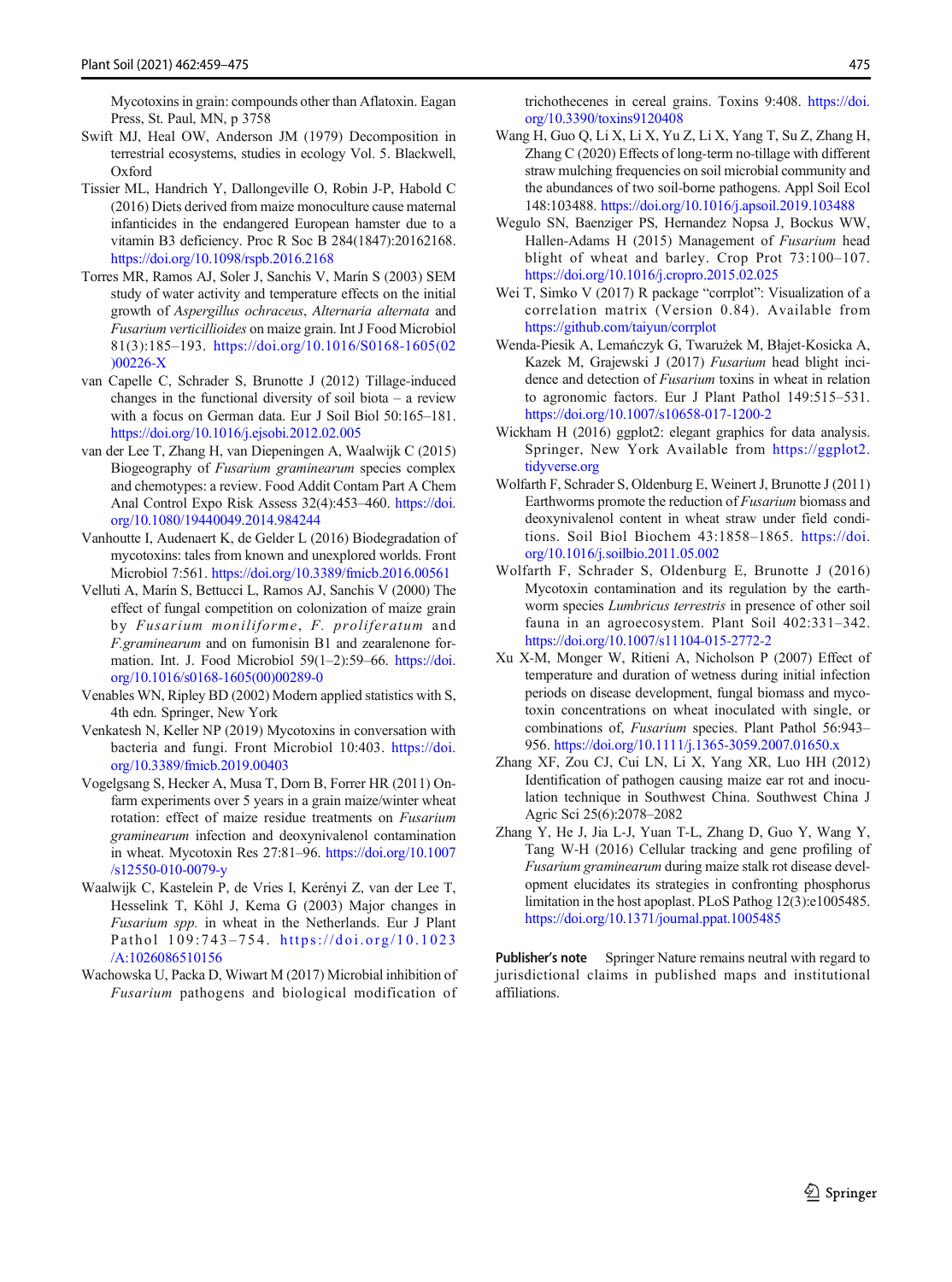Mycotoxins in grain: compounds other than Aflatoxin. Eagan Press, St. Paul, MN, p 3758

Swift MJ, Heal OW, Anderson JM (1979) Decomposition in terrestrial ecosystems, studies in ecology Vol. 5. Blackwell, Oxford

Tissier ML, Handrich Y, Dallongeville O, Robin J-P, Habold C (2016) Diets derived from maize monoculture cause maternal infanticides in the endangered European hamster due to a vitamin B3 deficiency. Proc R Soc B 284(1847):20162168. https://doi.org/10.1098/rspb.2016.2168

Torres MR, Ramos AJ, Soler J, Sanchis V, Marín S (2003) SEM study of water activity and temperature effects on the initial growth of *Aspergillus ochraceus*, *Alternaria alternata* and *Fusarium verticillioides* on maize grain. Int J Food Microbiol 81(3):185–193. https://doi.org/10.1016/S0168-1605(02)00226-X

van Capelle C, Schrader S, Brunotte J (2012) Tillage-induced changes in the functional diversity of soil biota – a review with a focus on German data. Eur J Soil Biol 50:165–181. https://doi.org/10.1016/j.ejsobi.2012.02.005

van der Lee T, Zhang H, van Diepeningen A, Waalwijk C (2015) Biogeography of *Fusarium graminearum* species complex and chemotypes: a review. Food Addit Contam Part A Chem Anal Control Expo Risk Assess 32(4):453–460. https://doi.org/10.1080/19440049.2014.984244

Vanhoutte I, Audenaert K, de Gelder L (2016) Biodegradation of mycotoxins: tales from known and unexplored worlds. Front Microbiol 7:561. https://doi.org/10.3389/fmicb.2016.00561

Velluti A, Marín S, Bettucci L, Ramos AJ, Sanchis V (2000) The effect of fungal competition on colonization of maize grain by *Fusarium moniliforme*, *F. proliferatum* and *F.graminearum* and on fumonisin B1 and zearalenone formation. Int. J. Food Microbiol 59(1–2):59–66. https://doi.org/10.1016/s0168-1605(00)00289-0

Venables WN, Ripley BD (2002) Modern applied statistics with S, 4th edn. Springer, New York

Venkatesh N, Keller NP (2019) Mycotoxins in conversation with bacteria and fungi. Front Microbiol 10:403. https://doi.org/10.3389/fmicb.2019.00403

Vogelgsang S, Hecker A, Musa T, Dorn B, Forrer HR (2011) On-farm experiments over 5 years in a grain maize/winter wheat rotation: effect of maize residue treatments on *Fusarium graminearum* infection and deoxynivalenol contamination in wheat. Mycotoxin Res 27:81–96. https://doi.org/10.1007/s12550-010-0079-y

Waalwijk C, Kastelein P, de Vries I, Kerényi Z, van der Lee T, Hesselink T, Köhl J, Kema G (2003) Major changes in *Fusarium spp.* in wheat in the Netherlands. Eur J Plant Pathol 109:743–754. https://doi.org/10.1023/A:1026086510156

Wachowska U, Packa D, Wiwart M (2017) Microbial inhibition of *Fusarium* pathogens and biological modification of trichothecenes in cereal grains. Toxins 9:408. https://doi.org/10.3390/toxins9120408

Wang H, Guo Q, Li X, Li X, Yu Z, Li X, Yang T, Su Z, Zhang H, Zhang C (2020) Effects of long-term no-tillage with different straw mulching frequencies on soil microbial community and the abundances of two soil-borne pathogens. Appl Soil Ecol 148:103488. https://doi.org/10.1016/j.apsoil.2019.103488

Wegulo SN, Baenziger PS, Hernandez Nopsa J, Bockus WW, Hallen-Adams H (2015) Management of *Fusarium* head blight of wheat and barley. Crop Prot 73:100–107. https://doi.org/10.1016/j.cropro.2015.02.025

Wei T, Simko V (2017) R package "corrplot": Visualization of a correlation matrix (Version 0.84). Available from https://github.com/taiyun/corrplot

Wenda-Piesik A, Lemańczyk G, Twarużek M, Błajet-Kosicka A, Kazek M, Grajewski J (2017) *Fusarium* head blight incidence and detection of *Fusarium* toxins in wheat in relation to agronomic factors. Eur J Plant Pathol 149:515–531. https://doi.org/10.1007/s10658-017-1200-2

Wickham H (2016) ggplot2: elegant graphics for data analysis. Springer, New York Available from https://ggplot2.tidyverse.org

Wolfarth F, Schrader S, Oldenburg E, Weinert J, Brunotte J (2011) Earthworms promote the reduction of *Fusarium* biomass and deoxynivalenol content in wheat straw under field conditions. Soil Biol Biochem 43:1858–1865. https://doi.org/10.1016/j.soilbio.2011.05.002

Wolfarth F, Schrader S, Oldenburg E, Brunotte J (2016) Mycotoxin contamination and its regulation by the earthworm species *Lumbricus terrestris* in presence of other soil fauna in an agroecosystem. Plant Soil 402:331–342. https://doi.org/10.1007/s11104-015-2772-2

Xu X-M, Monger W, Ritieni A, Nicholson P (2007) Effect of temperature and duration of wetness during initial infection periods on disease development, fungal biomass and mycotoxin concentrations on wheat inoculated with single, or combinations of, *Fusarium* species. Plant Pathol 56:943–956. https://doi.org/10.1111/j.1365-3059.2007.01650.x

Zhang XF, Zou CJ, Cui LN, Li X, Yang XR, Luo HH (2012) Identification of pathogen causing maize ear rot and inoculation technique in Southwest China. Southwest China J Agric Sci 25(6):2078–2082

Zhang Y, He J, Jia L-J, Yuan T-L, Zhang D, Guo Y, Wang Y, Tang W-H (2016) Cellular tracking and gene profiling of *Fusarium graminearum* during maize stalk rot disease development elucidates its strategies in confronting phosphorus limitation in the host apoplast. PLoS Pathog 12(3):e1005485. https://doi.org/10.1371/journal.ppat.1005485

**Publisher's note** Springer Nature remains neutral with regard to jurisdictional claims in published maps and institutional affiliations.